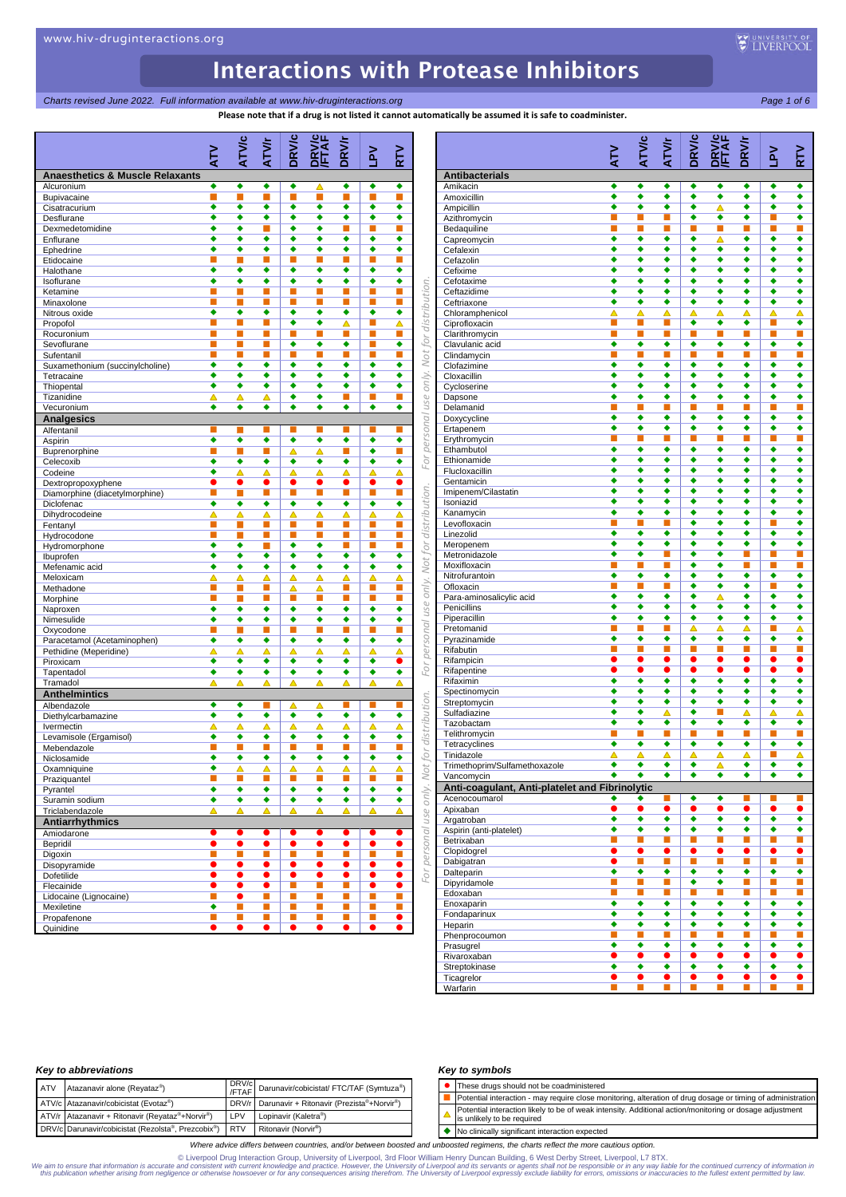# Interactions with Protease Inhibitors

*Charts revised June 2022. Full information available at www.hiv-druginteractions.org*

**Please note that if a drug is not listed it cannot automatically be assumed it is safe to coadminister.**

| | ATV | ATV/c | ATV/r | DRV/c | DRV/c /FTAF | DRV/r | LPV | RTV |
|---|---|---|---|---|---|---|---|---|
| **Anaesthetics & Muscle Relaxants** | | | | | | | | |
| Alcuronium | ◆ | ◆ | ◆ | ◆ | △ | ◆ | ◆ | ◆ |
| Bupivacaine | ■ | ■ | ■ | ■ | ■ | ■ | ■ | ■ |
| Cisatracurium | ◆ | ◆ | ◆ | ◆ | ◆ | ◆ | ◆ | ◆ |
| Desflurane | ◆ | ◆ | ◆ | ◆ | ◆ | ◆ | ◆ | ◆ |
| Dexmedetomidine | ◆ | ◆ | ■ | ◆ | ◆ | ■ | ■ | ■ |
| Enflurane | ◆ | ◆ | ◆ | ◆ | ◆ | ◆ | ◆ | ◆ |
| Ephedrine | ◆ | ◆ | ◆ | ◆ | ◆ | ◆ | ◆ | ◆ |
| Etidocaine | ■ | ■ | ■ | ■ | ■ | ■ | ■ | ■ |
| Halothane | ◆ | ◆ | ◆ | ◆ | ◆ | ◆ | ◆ | ◆ |
| Isoflurane | ◆ | ◆ | ◆ | ◆ | ◆ | ◆ | ◆ | ◆ |
| Ketamine | ■ | ■ | ■ | ■ | ■ | ■ | ■ | ■ |
| Minaxolone | ■ | ■ | ■ | ■ | ■ | ■ | ■ | ■ |
| Nitrous oxide | ◆ | ◆ | ◆ | ◆ | ◆ | ◆ | ◆ | ◆ |
| Propofol | ◆ | ■ | ■ | ◆ | ◆ | △ | ■ | △ |
| Rocuronium | ■ | ■ | ■ | ■ | ■ | ■ | ■ | ■ |
| Sevoflurane | ■ | ■ | ■ | ◆ | ◆ | ◆ | ■ | ◆ |
| Sufentanil | ■ | ■ | ■ | ■ | ■ | ■ | ■ | ■ |
| Suxamethonium (succinylcholine) | ◆ | ◆ | ◆ | ◆ | ◆ | ◆ | ◆ | ◆ |
| Tetracaine | ◆ | ◆ | ◆ | ◆ | ◆ | ◆ | ◆ | ◆ |
| Thiopental | ◆ | ◆ | ◆ | ◆ | ◆ | ◆ | ◆ | ◆ |
| Tizanidine | △ | △ | △ | ◆ | ◆ | ■ | ■ | ■ |
| Vecuronium | ◆ | ◆ | ◆ | ◆ | ◆ | ◆ | ◆ | ◆ |
| **Analgesics** | | | | | | | | |
| Alfentanil | ■ | ■ | ■ | ■ | ■ | ■ | ■ | ■ |
| Aspirin | ◆ | ◆ | ◆ | ◆ | ◆ | ◆ | ◆ | ◆ |
| Buprenorphine | ■ | ■ | ■ | △ | △ | ■ | ◆ | ■ |
| Celecoxib | ◆ | ◆ | ◆ | ◆ | ◆ | ◆ | ◆ | ◆ |
| Codeine | ◆ | △ | △ | △ | △ | △ | △ | △ |
| Dextropropoxyphene | ● | ● | ● | ● | ● | ● | ● | ● |
| Diamorphine (diacetylmorphine) | ■ | ■ | ■ | ■ | ■ | ■ | ■ | ■ |
| Diclofenac | ◆ | ◆ | ◆ | ◆ | ◆ | ◆ | ◆ | ◆ |
| Dihydrocodeine | △ | △ | △ | △ | △ | △ | △ | △ |
| Fentanyl | ■ | ■ | ■ | ■ | ■ | ■ | ■ | ■ |
| Hydrocodone | ■ | ■ | ■ | ■ | ■ | ■ | ■ | ■ |
| Hydromorphone | ◆ | ◆ | ■ | ◆ | ◆ | ■ | ■ | ■ |
| Ibuprofen | ◆ | ◆ | ◆ | ◆ | ◆ | ◆ | ◆ | ◆ |
| Mefenamic acid | ◆ | ◆ | ◆ | ◆ | ◆ | ◆ | ◆ | ◆ |
| Meloxicam | △ | △ | △ | △ | △ | △ | △ | △ |
| Methadone | ■ | ■ | ■ | △ | △ | ■ | ■ | ■ |
| Morphine | ■ | ■ | ■ | ■ | ■ | ■ | ■ | ■ |
| Naproxen | ◆ | ◆ | ◆ | ◆ | ◆ | ◆ | ◆ | ◆ |
| Nimesulide | ◆ | ◆ | ◆ | ◆ | ◆ | ◆ | ◆ | ◆ |
| Oxycodone | ■ | ■ | ■ | ■ | ■ | ■ | ■ | ■ |
| Paracetamol (Acetaminophen) | ◆ | ◆ | ◆ | ◆ | ◆ | ◆ | ◆ | ◆ |
| Pethidine (Meperidine) | △ | △ | △ | △ | △ | △ | △ | △ |
| Piroxicam | ◆ | ◆ | ◆ | ◆ | ◆ | ◆ | ◆ | ● |
| Tapentadol | ◆ | ◆ | ◆ | ◆ | ◆ | ◆ | ◆ | ◆ |
| Tramadol | △ | △ | △ | △ | △ | △ | △ | △ |
| **Anthelmintics** | | | | | | | | |
| Albendazole | ◆ | ◆ | ■ | △ | △ | ■ | ■ | ■ |
| Diethylcarbamazine | ◆ | ◆ | ◆ | ◆ | ◆ | ◆ | ◆ | ◆ |
| Ivermectin | △ | △ | △ | △ | △ | △ | △ | △ |
| Levamisole (Ergamisol) | ◆ | ◆ | ◆ | ◆ | ◆ | ◆ | ◆ | ◆ |
| Mebendazole | ■ | ■ | ■ | ■ | ■ | ■ | ■ | ■ |
| Niclosamide | ◆ | ◆ | ◆ | ◆ | ◆ | ◆ | ◆ | ◆ |
| Oxamniquine | ◆ | △ | △ | △ | △ | △ | △ | △ |
| Praziquantel | ■ | ■ | ■ | ■ | ■ | ■ | ■ | ■ |
| Pyrantel | ◆ | ◆ | ◆ | ◆ | ◆ | ◆ | ◆ | ◆ |
| Suramin sodium | ◆ | ◆ | ◆ | ◆ | ◆ | ◆ | ◆ | ◆ |
| Triclabendazole | △ | △ | △ | △ | △ | △ | △ | △ |
| **Antiarrhythmics** | | | | | | | | |
| Amiodarone | ● | ● | ● | ● | ● | ● | ● | ● |
| Bepridil | ● | ● | ● | ● | ● | ● | ● | ● |
| Digoxin | ■ | ■ | ■ | ■ | ■ | ■ | ■ | ■ |
| Disopyramide | ● | ● | ● | ● | ● | ● | ● | ● |
| Dofetilide | ● | ● | ● | ● | ● | ● | ● | ● |
| Flecainide | ● | ● | ● | ■ | ■ | ■ | ● | ● |
| Lidocaine (Lignocaine) | ■ | ● | ■ | ■ | ■ | ■ | ■ | ■ |
| Mexiletine | ◆ | ■ | ■ | ■ | ■ | ■ | ■ | ■ |
| Propafenone | ■ | ■ | ■ | ■ | ■ | ■ | ■ | ● |
| Quinidine | ● | ● | ● | ● | ● | ● | ● | ● |

| | ATV | ATV/c | ATV/r | DRV/c | DRV/c /FTAF | DRV/r | LPV | RTV |
|---|---|---|---|---|---|---|---|---|
| **Antibacterials** | | | | | | | | |
| Amikacin | ◆ | ◆ | ◆ | ◆ | ◆ | ◆ | ◆ | ◆ |
| Amoxicillin | ◆ | ◆ | ◆ | ◆ | ◆ | ◆ | ◆ | ◆ |
| Ampicillin | ◆ | ◆ | ◆ | ◆ | △ | ◆ | ◆ | ◆ |
| Azithromycin | ■ | ■ | ■ | ◆ | ◆ | ◆ | ■ | ◆ |
| Bedaquiline | ■ | ■ | ■ | ■ | ■ | ■ | ■ | ■ |
| Capreomycin | ◆ | ◆ | ◆ | ◆ | △ | ◆ | ◆ | ◆ |
| Cefalexin | ◆ | ◆ | ◆ | ◆ | ◆ | ◆ | ◆ | ◆ |
| Cefazolin | ◆ | ◆ | ◆ | ◆ | ◆ | ◆ | ◆ | ◆ |
| Cefixime | ◆ | ◆ | ◆ | ◆ | ◆ | ◆ | ◆ | ◆ |
| Cefotaxime | ◆ | ◆ | ◆ | ◆ | ◆ | ◆ | ◆ | ◆ |
| Ceftazidime | ◆ | ◆ | ◆ | ◆ | ◆ | ◆ | ◆ | ◆ |
| Ceftriaxone | ◆ | ◆ | ◆ | ◆ | ◆ | ◆ | ◆ | ◆ |
| Chloramphenicol | △ | △ | △ | △ | △ | △ | △ | △ |
| Ciprofloxacin | ■ | ■ | ■ | ◆ | ◆ | ◆ | ■ | ◆ |
| Clarithromycin | ■ | ■ | ■ | ■ | ■ | ■ | ■ | ■ |
| Clavulanic acid | ◆ | ◆ | ◆ | ◆ | ◆ | ◆ | ◆ | ◆ |
| Clindamycin | ■ | ■ | ■ | ■ | ■ | ■ | ■ | ■ |
| Clofazimine | ◆ | ◆ | ◆ | ◆ | ◆ | ◆ | ◆ | ◆ |
| Cloxacillin | ◆ | ◆ | ◆ | ◆ | ◆ | ◆ | ◆ | ◆ |
| Cycloserine | ◆ | ◆ | ◆ | ◆ | ◆ | ◆ | ◆ | ◆ |
| Dapsone | ◆ | ◆ | ◆ | ◆ | ◆ | ◆ | ◆ | ◆ |
| Delamanid | ■ | ■ | ■ | ■ | ■ | ■ | ■ | ■ |
| Doxycycline | ◆ | ◆ | ◆ | ◆ | ◆ | ◆ | ◆ | ◆ |
| Ertapenem | ◆ | ◆ | ◆ | ◆ | ◆ | ◆ | ◆ | ◆ |
| Erythromycin | ■ | ■ | ■ | ■ | ■ | ■ | ■ | ■ |
| Ethambutol | ◆ | ◆ | ◆ | ◆ | ◆ | ◆ | ◆ | ◆ |
| Ethionamide | ◆ | ◆ | ◆ | ◆ | ◆ | ◆ | ◆ | ◆ |
| Flucloxacillin | ◆ | ◆ | ◆ | ◆ | ◆ | ◆ | ◆ | ◆ |
| Gentamicin | ◆ | ◆ | ◆ | ◆ | ◆ | ◆ | ◆ | ◆ |
| Imipenem/Cilastatin | ◆ | ◆ | ◆ | ◆ | ◆ | ◆ | ◆ | ◆ |
| Isoniazid | ◆ | ◆ | ◆ | ◆ | ◆ | ◆ | ◆ | ◆ |
| Kanamycin | ◆ | ◆ | ◆ | ◆ | ◆ | ◆ | ◆ | ◆ |
| Levofloxacin | ■ | ■ | ■ | ◆ | ◆ | ◆ | ■ | ◆ |
| Linezolid | ◆ | ◆ | ◆ | ◆ | ◆ | ◆ | ◆ | ◆ |
| Meropenem | ◆ | ◆ | ◆ | ◆ | ◆ | ◆ | ◆ | ◆ |
| Metronidazole | ◆ | ◆ | ■ | ◆ | ◆ | ■ | ■ | ■ |
| Moxifloxacin | ■ | ■ | ■ | ◆ | ◆ | ■ | ■ | ■ |
| Nitrofurantoin | ◆ | ◆ | ◆ | ◆ | ◆ | ◆ | ◆ | ◆ |
| Ofloxacin | ■ | ■ | ■ | ◆ | ◆ | ◆ | ■ | ◆ |
| Para-aminosalicylic acid | ◆ | ◆ | ◆ | ◆ | △ | ◆ | ◆ | ◆ |
| Penicillins | ◆ | ◆ | ◆ | ◆ | ◆ | ◆ | ◆ | ◆ |
| Piperacillin | ◆ | ◆ | ◆ | ◆ | ◆ | ◆ | ◆ | ◆ |
| Pretomanid | ■ | ■ | ■ | △ | △ | △ | ■ | △ |
| Pyrazinamide | ◆ | ◆ | ◆ | ◆ | ◆ | ◆ | ◆ | ◆ |
| Rifabutin | ■ | ■ | ■ | ■ | ■ | ■ | ■ | ■ |
| Rifampicin | ● | ● | ● | ● | ● | ● | ● | ● |
| Rifapentine | ● | ● | ● | ● | ● | ● | ● | ● |
| Rifaximin | ◆ | ■ | ■ | ◆ | ◆ | ■ | ■ | ■ |
| Spectinomycin | ◆ | ◆ | ◆ | ◆ | ◆ | ◆ | ◆ | ◆ |
| Streptomycin | ◆ | ◆ | ◆ | ◆ | ◆ | ◆ | ◆ | ◆ |
| Sulfadiazine | ◆ | ◆ | △ | ◆ | ■ | △ | △ | △ |
| Tazobactam | ◆ | ◆ | ◆ | ◆ | ◆ | ◆ | ◆ | ◆ |
| Telithromycin | ■ | ■ | ■ | ■ | ■ | ■ | ■ | ■ |
| Tetracyclines | ◆ | ◆ | ◆ | ◆ | ◆ | ◆ | ◆ | ◆ |
| Tinidazole | △ | △ | △ | △ | △ | △ | ■ | △ |
| Trimethoprim/Sulfamethoxazole | ◆ | ◆ | ◆ | ◆ | △ | ◆ | ◆ | ◆ |
| Vancomycin | ◆ | ◆ | ◆ | ◆ | ◆ | ◆ | ◆ | ◆ |
| **Anti-coagulant, Anti-platelet and Fibrinolytic** | | | | | | | | |
| Acenocoumarol | ◆ | ◆ | ■ | ◆ | ◆ | ■ | ■ | ■ |
| Apixaban | ● | ● | ● | ● | ● | ● | ● | ● |
| Argatroban | ◆ | ◆ | ◆ | ◆ | ◆ | ◆ | ◆ | ◆ |
| Aspirin (anti-platelet) | ◆ | ◆ | ◆ | ◆ | ◆ | ◆ | ◆ | ◆ |
| Betrixaban | ■ | ■ | ■ | ■ | ■ | ■ | ■ | ■ |
| Clopidogrel | ● | ● | ● | ● | ● | ● | ● | ● |
| Dabigatran | ● | ■ | ■ | ■ | ■ | ■ | ■ | ■ |
| Dalteparin | ◆ | ◆ | ◆ | ◆ | ◆ | ◆ | ◆ | ◆ |
| Dipyridamole | ■ | ■ | ■ | ■ | ■ | ■ | ■ | ■ |
| Edoxaban | ■ | ■ | ■ | ■ | ■ | ■ | ■ | ■ |
| Enoxaparin | ◆ | ◆ | ◆ | ◆ | ◆ | ◆ | ◆ | ◆ |
| Fondaparinux | ◆ | ◆ | ◆ | ◆ | ◆ | ◆ | ◆ | ◆ |
| Heparin | ◆ | ◆ | ◆ | ◆ | ◆ | ◆ | ◆ | ◆ |
| Phenprocoumon | ■ | ■ | ■ | ■ | ■ | ■ | ■ | ■ |
| Prasugrel | ◆ | ◆ | ◆ | ◆ | ◆ | ◆ | ◆ | ◆ |
| Rivaroxaban | ● | ● | ● | ● | ● | ● | ● | ● |
| Streptokinase | ◆ | ◆ | ◆ | ◆ | ◆ | ◆ | ◆ | ◆ |
| Ticagrelor | ● | ● | ● | ● | ● | ● | ● | ● |
| Warfarin | ■ | ■ | ■ | ■ | ■ | ■ | ■ | ■ |

### *Key to abbreviations*

| | | | |
|---|---|---|---|
| ATV | Atazanavir alone (Reyataz®) | DRV/c /FTAF | Darunavir/cobicistat/ FTC/TAF (Symtuza®) |
| ATV/c | Atazanavir/cobicistat (Evotaz®) | DRV/r | Darunavir + Ritonavir (Prezista®+Norvir®) |
| ATV/r | Atazanavir + Ritonavir (Reyataz®+Norvir®) | LPV | Lopinavir (Kaletra®) |
| DRV/c | Darunavir/cobicistat (Rezolsta®, Prezcobix®) | RTV | Ritonavir (Norvir®) |

### *Key to symbols*

| | |
|---|---|
| ● | These drugs should not be coadministered |
| ■ | Potential interaction - may require close monitoring, alteration of drug dosage or timing of administration |
| △ | Potential interaction likely to be of weak intensity. Additional action/monitoring or dosage adjustment is unlikely to be required |
| ◆ | No clinically significant interaction expected |

*Where advice differs between countries, and/or between boosted and unboosted regimens, the charts reflect the more cautious option.*

© Liverpool Drug Interaction Group, University of Liverpool, 3rd Floor William Henry Duncan Building, 6 West Derby Street, Liverpool, L7 8TX.

*We aim to ensure that information is accurate and consistent with current knowledge and practice. However, the University of Liverpool and its servants or agents shall not be responsible or in any way liable for the continued currency of information in this publication whether arising from negligence or otherwise howsoever or for any consequences arising therefrom. The University of Liverpool expressly exclude liability for errors, omissions or inaccuracies to the fullest extent permitted by law.*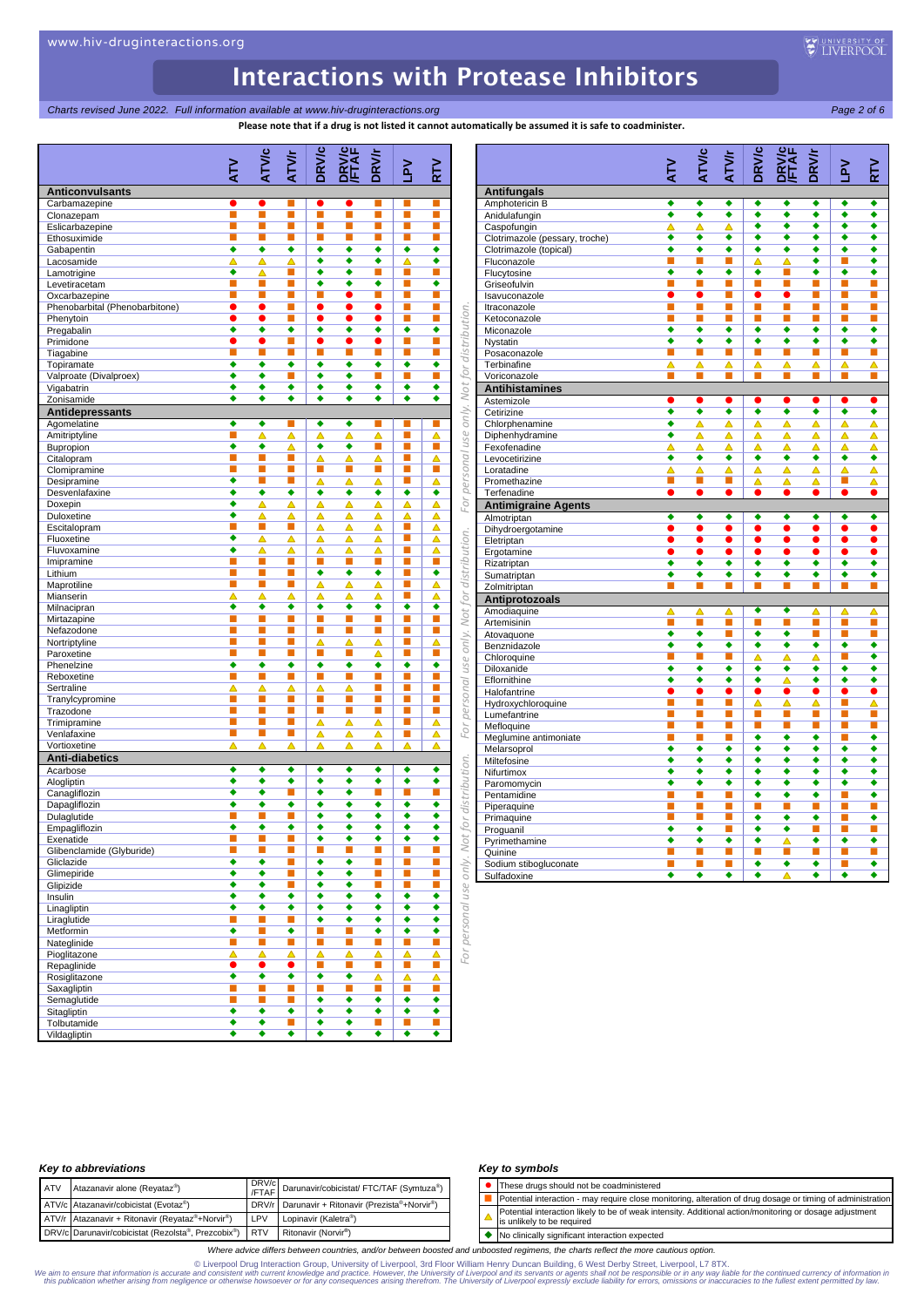# Interactions with Protease Inhibitors

*Charts revised June 2022. Full information available at www.hiv-druginteractions.org*

**Please note that if a drug is not listed it cannot automatically be assumed it is safe to coadminister.**

| | ATV | ATV/c | ATV/r | DRV/c | DRV/c /FTAF | DRV/r | LPV | RTV |
|---|---|---|---|---|---|---|---|---|
| **Anticonvulsants** | | | | | | | | |
| Carbamazepine | ● | ● | ■ | ● | ● | ■ | ■ | ■ |
| Clonazepam | ■ | ■ | ■ | ■ | ■ | ■ | ■ | ■ |
| Eslicarbazepine | ■ | ■ | ■ | ■ | ■ | ■ | ■ | ■ |
| Ethosuximide | ■ | ■ | ■ | ■ | ■ | ■ | ■ | ■ |
| Gabapentin | ◆ | ◆ | ◆ | ◆ | ◆ | ◆ | ◆ | ◆ |
| Lacosamide | ▲ | ▲ | ▲ | ◆ | ◆ | ◆ | ▲ | ◆ |
| Lamotrigine | ◆ | ▲ | ■ | ◆ | ◆ | ■ | ■ | ■ |
| Levetiracetam | ■ | ■ | ■ | ◆ | ◆ | ◆ | ■ | ◆ |
| Oxcarbazepine | ■ | ■ | ■ | ■ | ● | ■ | ■ | ■ |
| Phenobarbital (Phenobarbitone) | ● | ● | ■ | ● | ● | ● | ■ | ■ |
| Phenytoin | ● | ● | ■ | ● | ● | ● | ■ | ■ |
| Pregabalin | ◆ | ◆ | ◆ | ◆ | ◆ | ◆ | ◆ | ◆ |
| Primidone | ● | ● | ■ | ● | ● | ● | ■ | ■ |
| Tiagabine | ■ | ■ | ■ | ■ | ■ | ■ | ■ | ■ |
| Topiramate | ◆ | ◆ | ◆ | ◆ | ◆ | ◆ | ◆ | ◆ |
| Valproate (Divalproex) | ◆ | ◆ | ■ | ◆ | ◆ | ■ | ■ | ■ |
| Vigabatrin | ◆ | ◆ | ◆ | ◆ | ◆ | ◆ | ◆ | ◆ |
| Zonisamide | ◆ | ◆ | ◆ | ◆ | ◆ | ◆ | ◆ | ◆ |
| **Antidepressants** | | | | | | | | |
| Agomelatine | ◆ | ◆ | ■ | ◆ | ◆ | ■ | ■ | ■ |
| Amitriptyline | ■ | ▲ | ▲ | ▲ | ▲ | ▲ | ■ | ▲ |
| Bupropion | ◆ | ◆ | ▲ | ◆ | ◆ | ■ | ■ | ■ |
| Citalopram | ■ | ■ | ■ | ▲ | ▲ | ▲ | ■ | ▲ |
| Clomipramine | ■ | ■ | ■ | ■ | ■ | ■ | ■ | ■ |
| Desipramine | ◆ | ■ | ■ | ▲ | ▲ | ▲ | ■ | ▲ |
| Desvenlafaxine | ◆ | ◆ | ◆ | ◆ | ◆ | ◆ | ◆ | ◆ |
| Doxepin | ◆ | ▲ | ▲ | ▲ | ▲ | ▲ | ▲ | ▲ |
| Duloxetine | ◆ | ▲ | ▲ | ▲ | ▲ | ▲ | ▲ | ▲ |
| Escitalopram | ■ | ■ | ■ | ▲ | ▲ | ▲ | ■ | ▲ |
| Fluoxetine | ◆ | ▲ | ▲ | ▲ | ▲ | ▲ | ■ | ▲ |
| Fluvoxamine | ◆ | ▲ | ▲ | ▲ | ▲ | ▲ | ■ | ▲ |
| Imipramine | ■ | ■ | ■ | ■ | ■ | ■ | ■ | ■ |
| Lithium | ■ | ■ | ■ | ◆ | ◆ | ◆ | ■ | ◆ |
| Maprotiline | ■ | ■ | ■ | ▲ | ▲ | ▲ | ■ | ▲ |
| Mianserin | ▲ | ▲ | ▲ | ▲ | ▲ | ▲ | ■ | ▲ |
| Milnacipran | ◆ | ◆ | ◆ | ◆ | ◆ | ◆ | ◆ | ◆ |
| Mirtazapine | ■ | ■ | ■ | ■ | ■ | ■ | ■ | ■ |
| Nefazodone | ■ | ■ | ■ | ■ | ■ | ■ | ■ | ■ |
| Nortriptyline | ■ | ■ | ■ | ▲ | ▲ | ▲ | ■ | ▲ |
| Paroxetine | ■ | ■ | ■ | ■ | ■ | ▲ | ■ | ■ |
| Phenelzine | ◆ | ◆ | ◆ | ◆ | ◆ | ◆ | ◆ | ◆ |
| Reboxetine | ■ | ■ | ■ | ■ | ■ | ■ | ■ | ■ |
| Sertraline | ▲ | ▲ | ▲ | ▲ | ▲ | ■ | ■ | ■ |
| Tranylcypromine | ■ | ■ | ■ | ■ | ■ | ■ | ■ | ■ |
| Trazodone | ■ | ■ | ■ | ■ | ■ | ■ | ■ | ■ |
| Trimipramine | ■ | ■ | ■ | ▲ | ▲ | ▲ | ■ | ▲ |
| Venlafaxine | ■ | ■ | ■ | ▲ | ▲ | ▲ | ■ | ▲ |
| Vortioxetine | ▲ | ▲ | ▲ | ▲ | ▲ | ▲ | ▲ | ▲ |
| **Anti-diabetics** | | | | | | | | |
| Acarbose | ◆ | ◆ | ◆ | ◆ | ◆ | ◆ | ◆ | ◆ |
| Alogliptin | ◆ | ◆ | ◆ | ◆ | ◆ | ◆ | ◆ | ◆ |
| Canagliflozin | ◆ | ◆ | ■ | ◆ | ◆ | ■ | ■ | ■ |
| Dapagliflozin | ◆ | ◆ | ◆ | ◆ | ◆ | ◆ | ◆ | ◆ |
| Dulaglutide | ■ | ■ | ■ | ◆ | ◆ | ◆ | ◆ | ◆ |
| Empagliflozin | ◆ | ◆ | ◆ | ◆ | ◆ | ◆ | ◆ | ◆ |
| Exenatide | ■ | ■ | ■ | ◆ | ◆ | ◆ | ◆ | ◆ |
| Glibenclamide (Glyburide) | ■ | ■ | ■ | ■ | ■ | ■ | ■ | ■ |
| Gliclazide | ◆ | ◆ | ■ | ◆ | ◆ | ■ | ■ | ■ |
| Glimepiride | ◆ | ◆ | ■ | ◆ | ◆ | ■ | ■ | ■ |
| Glipizide | ◆ | ◆ | ■ | ◆ | ◆ | ■ | ■ | ■ |
| Insulin | ◆ | ◆ | ◆ | ◆ | ◆ | ◆ | ◆ | ◆ |
| Linagliptin | ◆ | ◆ | ◆ | ◆ | ◆ | ◆ | ◆ | ◆ |
| Liraglutide | ■ | ■ | ■ | ◆ | ◆ | ◆ | ◆ | ◆ |
| Metformin | ◆ | ■ | ◆ | ■ | ■ | ◆ | ◆ | ◆ |
| Nateglinide | ■ | ■ | ■ | ■ | ■ | ■ | ■ | ■ |
| Pioglitazone | ▲ | ▲ | ▲ | ▲ | ▲ | ▲ | ▲ | ▲ |
| Repaglinide | ● | ● | ● | ■ | ■ | ■ | ■ | ■ |
| Rosiglitazone | ◆ | ◆ | ◆ | ◆ | ◆ | ▲ | ▲ | ▲ |
| Saxagliptin | ■ | ■ | ■ | ■ | ■ | ■ | ■ | ■ |
| Semaglutide | ■ | ■ | ■ | ◆ | ◆ | ◆ | ◆ | ◆ |
| Sitagliptin | ◆ | ◆ | ◆ | ◆ | ◆ | ◆ | ◆ | ◆ |
| Tolbutamide | ◆ | ◆ | ■ | ◆ | ◆ | ■ | ■ | ■ |
| Vildagliptin | ◆ | ◆ | ◆ | ◆ | ◆ | ◆ | ◆ | ◆ |

| | ATV | ATV/c | ATV/r | DRV/c | DRV/c /FTAF | DRV/r | LPV | RTV |
|---|---|---|---|---|---|---|---|---|
| **Antifungals** | | | | | | | | |
| Amphotericin B | ◆ | ◆ | ◆ | ◆ | ◆ | ◆ | ◆ | ◆ |
| Anidulafungin | ◆ | ◆ | ◆ | ◆ | ◆ | ◆ | ◆ | ◆ |
| Caspofungin | ▲ | ▲ | ▲ | ◆ | ◆ | ◆ | ◆ | ◆ |
| Clotrimazole (pessary, troche) | ◆ | ◆ | ◆ | ◆ | ◆ | ◆ | ◆ | ◆ |
| Clotrimazole (topical) | ◆ | ◆ | ◆ | ◆ | ◆ | ◆ | ◆ | ◆ |
| Fluconazole | ■ | ■ | ■ | ▲ | ▲ | ◆ | ■ | ◆ |
| Flucytosine | ◆ | ◆ | ◆ | ◆ | ■ | ◆ | ◆ | ◆ |
| Griseofulvin | ■ | ■ | ■ | ■ | ■ | ■ | ■ | ■ |
| Isavuconazole | ● | ● | ■ | ● | ● | ■ | ■ | ■ |
| Itraconazole | ■ | ■ | ■ | ■ | ■ | ■ | ■ | ■ |
| Ketoconazole | ■ | ■ | ■ | ■ | ■ | ■ | ■ | ■ |
| Miconazole | ◆ | ◆ | ◆ | ◆ | ◆ | ◆ | ◆ | ◆ |
| Nystatin | ◆ | ◆ | ◆ | ◆ | ◆ | ◆ | ◆ | ◆ |
| Posaconazole | ■ | ■ | ■ | ■ | ■ | ■ | ■ | ■ |
| Terbinafine | ▲ | ▲ | ▲ | ▲ | ▲ | ▲ | ▲ | ▲ |
| Voriconazole | ■ | ■ | ■ | ■ | ■ | ■ | ■ | ■ |
| **Antihistamines** | | | | | | | | |
| Astemizole | ● | ● | ● | ● | ● | ● | ● | ● |
| Cetirizine | ◆ | ◆ | ◆ | ◆ | ◆ | ◆ | ◆ | ◆ |
| Chlorphenamine | ◆ | ▲ | ▲ | ▲ | ▲ | ▲ | ▲ | ▲ |
| Diphenhydramine | ◆ | ▲ | ▲ | ▲ | ▲ | ▲ | ▲ | ▲ |
| Fexofenadine | ▲ | ▲ | ▲ | ▲ | ▲ | ▲ | ▲ | ▲ |
| Levocetirizine | ◆ | ◆ | ◆ | ◆ | ◆ | ◆ | ◆ | ◆ |
| Loratadine | ▲ | ▲ | ▲ | ▲ | ▲ | ▲ | ▲ | ▲ |
| Promethazine | ■ | ■ | ■ | ▲ | ▲ | ▲ | ■ | ▲ |
| Terfenadine | ● | ● | ● | ● | ● | ● | ● | ● |
| **Antimigraine Agents** | | | | | | | | |
| Almotriptan | ◆ | ◆ | ◆ | ◆ | ◆ | ◆ | ◆ | ◆ |
| Dihydroergotamine | ● | ● | ● | ● | ● | ● | ● | ● |
| Eletriptan | ● | ● | ● | ● | ● | ● | ● | ● |
| Ergotamine | ● | ● | ● | ● | ● | ● | ● | ● |
| Rizatriptan | ◆ | ◆ | ◆ | ◆ | ◆ | ◆ | ◆ | ◆ |
| Sumatriptan | ◆ | ◆ | ◆ | ◆ | ◆ | ◆ | ◆ | ◆ |
| Zolmitriptan | ■ | ■ | ■ | ■ | ■ | ■ | ■ | ■ |
| **Antiprotozoals** | | | | | | | | |
| Amodiaquine | ▲ | ▲ | ▲ | ◆ | ◆ | ▲ | ▲ | ▲ |
| Artemisinin | ■ | ■ | ■ | ■ | ■ | ■ | ■ | ■ |
| Atovaquone | ◆ | ◆ | ■ | ◆ | ◆ | ■ | ■ | ■ |
| Benznidazole | ◆ | ◆ | ◆ | ◆ | ◆ | ◆ | ◆ | ◆ |
| Chloroquine | ■ | ■ | ■ | ▲ | ▲ | ▲ | ■ | ◆ |
| Diloxanide | ◆ | ◆ | ◆ | ◆ | ◆ | ◆ | ◆ | ◆ |
| Eflornithine | ◆ | ◆ | ◆ | ◆ | ▲ | ◆ | ◆ | ◆ |
| Halofantrine | ● | ● | ● | ● | ● | ● | ● | ● |
| Hydroxychloroquine | ■ | ■ | ■ | ▲ | ▲ | ▲ | ■ | ▲ |
| Lumefantrine | ■ | ■ | ■ | ■ | ■ | ■ | ■ | ■ |
| Mefloquine | ■ | ■ | ■ | ■ | ■ | ■ | ■ | ■ |
| Meglumine antimoniate | ■ | ■ | ■ | ◆ | ◆ | ◆ | ■ | ◆ |
| Melarsoprol | ◆ | ◆ | ◆ | ◆ | ◆ | ◆ | ◆ | ◆ |
| Miltefosine | ◆ | ◆ | ◆ | ◆ | ◆ | ◆ | ◆ | ◆ |
| Nifurtimox | ◆ | ◆ | ◆ | ◆ | ◆ | ◆ | ◆ | ◆ |
| Paromomycin | ◆ | ◆ | ◆ | ◆ | ◆ | ◆ | ◆ | ◆ |
| Pentamidine | ■ | ■ | ■ | ◆ | ◆ | ◆ | ■ | ◆ |
| Piperaquine | ■ | ■ | ■ | ■ | ■ | ■ | ■ | ■ |
| Primaquine | ■ | ■ | ■ | ◆ | ◆ | ◆ | ■ | ◆ |
| Proguanil | ◆ | ◆ | ■ | ◆ | ◆ | ■ | ■ | ■ |
| Pyrimethamine | ◆ | ◆ | ◆ | ◆ | ▲ | ◆ | ◆ | ◆ |
| Quinine | ■ | ■ | ■ | ■ | ■ | ■ | ■ | ■ |
| Sodium stibogluconate | ■ | ■ | ■ | ◆ | ◆ | ◆ | ■ | ◆ |
| Sulfadoxine | ◆ | ◆ | ◆ | ◆ | ▲ | ◆ | ◆ | ◆ |

### Key to abbreviations

| | | | |
|---|---|---|---|
| ATV | Atazanavir alone (Reyataz®) | DRV/c /FTAF | Darunavir/cobicistat/ FTC/TAF (Symtuza®) |
| ATV/c | Atazanavir/cobicistat (Evotaz®) | DRV/r | Darunavir + Ritonavir (Prezista®+Norvir®) |
| ATV/r | Atazanavir + Ritonavir (Reyataz®+Norvir®) | LPV | Lopinavir (Kaletra®) |
| DRV/c | Darunavir/cobicistat (Rezolsta®, Prezcobix®) | RTV | Ritonavir (Norvir®) |

### Key to symbols

| Symbol | Meaning |
|---|---|
| ● | These drugs should not be coadministered |
| ■ | Potential interaction - may require close monitoring, alteration of drug dosage or timing of administration |
| ▲ | Potential interaction likely to be of weak intensity. Additional action/monitoring or dosage adjustment is unlikely to be required |
| ◆ | No clinically significant interaction expected |

*Where advice differs between countries, and/or between boosted and unboosted regimens, the charts reflect the more cautious option.*

© Liverpool Drug Interaction Group, University of Liverpool, 3rd Floor William Henry Duncan Building, 6 West Derby Street, Liverpool, L7 8TX.

*We aim to ensure that information is accurate and consistent with current knowledge and practice. However, the University of Liverpool and its servants or agents shall not be responsible or in any way liable for the continued currency of information in this publication whether arising from negligence or otherwise howsoever or for any consequences arising therefrom. The University of Liverpool expressly exclude liability for errors, omissions or inaccuracies to the fullest extent permitted by law.*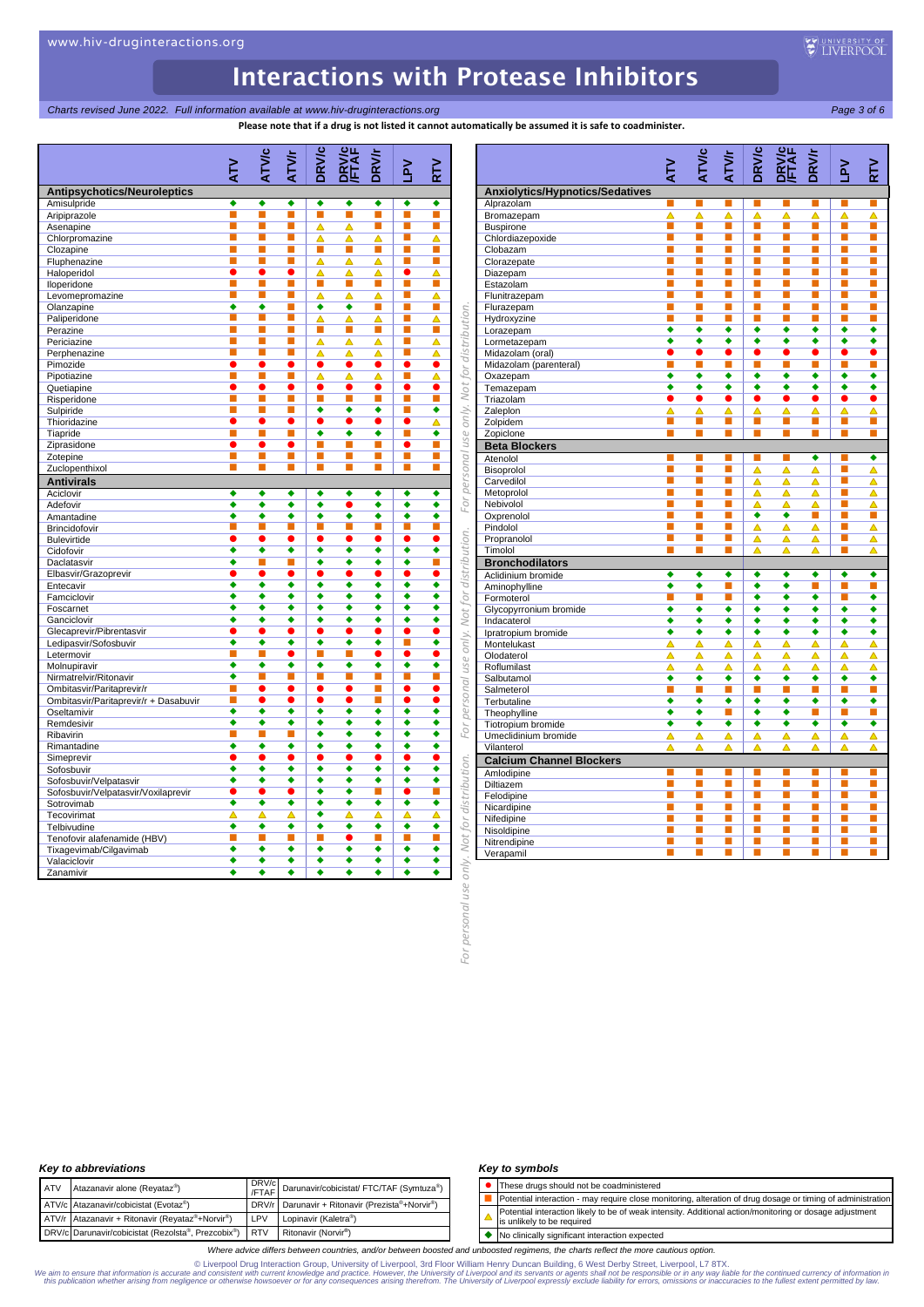# Interactions with Protease Inhibitors

*Charts revised June 2022. Full information available at www.hiv-druginteractions.org*

**Please note that if a drug is not listed it cannot automatically be assumed it is safe to coadminister.**

Symbols: ● = do not coadminister; ■ = potential interaction; △ = potential weak interaction; ◆ = no clinically significant interaction expected (see Key to symbols below).

| | ATV | ATV/c | ATV/r | DRV/c | DRV/c/FTAF | DRV/r | LPV | RTV |
|---|---|---|---|---|---|---|---|---|
| **Antipsychotics/Neuroleptics** | | | | | | | | |
| Amisulpride | ◆ | ◆ | ◆ | ◆ | ◆ | ◆ | ◆ | ◆ |
| Aripiprazole | ■ | ■ | ■ | ■ | ■ | ■ | ■ | ■ |
| Asenapine | ■ | ■ | ■ | △ | △ | ■ | ■ | ■ |
| Chlorpromazine | ■ | ■ | ■ | △ | △ | △ | ■ | △ |
| Clozapine | ■ | ■ | ■ | ■ | ■ | ■ | ■ | ■ |
| Fluphenazine | ■ | ■ | ■ | △ | △ | △ | ■ | ■ |
| Haloperidol | ● | ● | ● | △ | △ | △ | ● | △ |
| Iloperidone | ■ | ■ | ■ | ■ | ■ | ■ | ■ | ■ |
| Levomepromazine | ■ | ■ | ■ | △ | △ | △ | ■ | △ |
| Olanzapine | ◆ | ◆ | ■ | ◆ | ◆ | ■ | ■ | ■ |
| Paliperidone | ■ | ■ | ■ | △ | △ | △ | ■ | △ |
| Perazine | ■ | ■ | ■ | ■ | ■ | ■ | ■ | ■ |
| Periciazine | ■ | ■ | ■ | △ | △ | △ | ■ | △ |
| Perphenazine | ■ | ■ | ■ | △ | △ | △ | ■ | △ |
| Pimozide | ● | ● | ● | ● | ● | ● | ● | ● |
| Pipotiazine | ■ | ■ | ■ | △ | △ | △ | ■ | △ |
| Quetiapine | ● | ● | ● | ● | ● | ● | ● | ● |
| Risperidone | ■ | ■ | ■ | ■ | ■ | ■ | ■ | ■ |
| Sulpiride | ■ | ■ | ■ | ◆ | ◆ | ◆ | ■ | ◆ |
| Thioridazine | ● | ● | ● | ● | ● | ● | ● | △ |
| Tiapride | ■ | ■ | ■ | ◆ | ◆ | ◆ | ■ | ◆ |
| Ziprasidone | ● | ● | ● | ■ | ■ | ■ | ● | ■ |
| Zotepine | ■ | ■ | ■ | ■ | ■ | ■ | ■ | ■ |
| Zuclopenthixol | ■ | ■ | ■ | ■ | ■ | ■ | ■ | ■ |
| **Antivirals** | | | | | | | | |
| Aciclovir | ◆ | ◆ | ◆ | ◆ | ◆ | ◆ | ◆ | ◆ |
| Adefovir | ◆ | ◆ | ◆ | ◆ | ● | ◆ | ◆ | ◆ |
| Amantadine | ◆ | ◆ | ◆ | ◆ | ◆ | ◆ | ◆ | ◆ |
| Brincidofovir | ■ | ■ | ■ | ■ | ■ | ■ | ■ | ■ |
| Bulevirtide | ● | ● | ● | ● | ● | ● | ● | ● |
| Cidofovir | ◆ | ◆ | ◆ | ◆ | ◆ | ◆ | ◆ | ◆ |
| Daclatasvir | ◆ | ■ | ■ | ◆ | ◆ | ◆ | ◆ | ■ |
| Elbasvir/Grazoprevir | ● | ● | ● | ● | ● | ● | ● | ● |
| Entecavir | ◆ | ◆ | ◆ | ◆ | ◆ | ◆ | ◆ | ◆ |
| Famciclovir | ◆ | ◆ | ◆ | ◆ | ◆ | ◆ | ◆ | ◆ |
| Foscarnet | ◆ | ◆ | ◆ | ◆ | ◆ | ◆ | ◆ | ◆ |
| Ganciclovir | ◆ | ◆ | ◆ | ◆ | ◆ | ◆ | ◆ | ◆ |
| Glecaprevir/Pibrentasvir | ● | ● | ● | ● | ● | ● | ● | ● |
| Ledipasvir/Sofosbuvir | ◆ | ◆ | ◆ | ◆ | ◆ | ◆ | ◆ | ◆ |
| Letermovir | ■ | ■ | ● | ■ | ■ | ● | ● | ● |
| Molnupiravir | ◆ | ◆ | ◆ | ◆ | ◆ | ◆ | ◆ | ◆ |
| Nirmatrelvir/Ritonavir | ◆ | ■ | ■ | ■ | ■ | ■ | ■ | ■ |
| Ombitasvir/Paritaprevir/r | ■ | ● | ● | ● | ● | ■ | ● | ● |
| Ombitasvir/Paritaprevir/r + Dasabuvir | ■ | ● | ● | ● | ● | ■ | ● | ● |
| Oseltamivir | ◆ | ◆ | ◆ | ◆ | ◆ | ◆ | ◆ | ◆ |
| Remdesivir | ◆ | ◆ | ◆ | ◆ | ◆ | ◆ | ◆ | ◆ |
| Ribavirin | ■ | ■ | ■ | ◆ | ◆ | ◆ | ◆ | ◆ |
| Rimantadine | ◆ | ◆ | ◆ | ◆ | ◆ | ◆ | ◆ | ◆ |
| Simeprevir | ● | ● | ● | ● | ● | ● | ● | ● |
| Sofosbuvir | ◆ | ◆ | ◆ | ◆ | ◆ | ◆ | ◆ | ◆ |
| Sofosbuvir/Velpatasvir | ◆ | ◆ | ◆ | ◆ | ◆ | ◆ | ■ | ◆ |
| Sofosbuvir/Velpatasvir/Voxilaprevir | ● | ● | ● | ◆ | ◆ | ■ | ● | ■ |
| Sotrovimab | ◆ | ◆ | ◆ | ◆ | ◆ | ◆ | ◆ | ◆ |
| Tecovirimat | △ | △ | △ | ◆ | △ | △ | △ | △ |
| Telbivudine | ◆ | ◆ | ◆ | ◆ | ◆ | ◆ | ◆ | ◆ |
| Tenofovir alafenamide (HBV) | ■ | ■ | ■ | ■ | ● | ■ | ■ | ■ |
| Tixagevimab/Cilgavimab | ◆ | ◆ | ◆ | ◆ | ◆ | ◆ | ◆ | ◆ |
| Valaciclovir | ◆ | ◆ | ◆ | ◆ | ◆ | ◆ | ◆ | ◆ |
| Zanamivir | ◆ | ◆ | ◆ | ◆ | ◆ | ◆ | ◆ | ◆ |

| | ATV | ATV/c | ATV/r | DRV/c | DRV/c/FTAF | DRV/r | LPV | RTV |
|---|---|---|---|---|---|---|---|---|
| **Anxiolytics/Hypnotics/Sedatives** | | | | | | | | |
| Alprazolam | ■ | ■ | ■ | ■ | ■ | ■ | ■ | ■ |
| Bromazepam | △ | △ | △ | △ | △ | △ | △ | △ |
| Buspirone | ■ | ■ | ■ | ■ | ■ | ■ | ■ | ■ |
| Chlordiazepoxide | ■ | ■ | ■ | ■ | ■ | ■ | ■ | ■ |
| Clobazam | ■ | ■ | ■ | ■ | ■ | ■ | ■ | ■ |
| Clorazepate | ■ | ■ | ■ | ■ | ■ | ■ | ■ | ■ |
| Diazepam | ■ | ■ | ■ | ■ | ■ | ■ | ■ | ■ |
| Estazolam | ■ | ■ | ■ | ■ | ■ | ■ | ■ | ■ |
| Flunitrazepam | ■ | ■ | ■ | ■ | ■ | ■ | ■ | ■ |
| Flurazepam | ■ | ■ | ■ | ■ | ■ | ■ | ■ | ■ |
| Hydroxyzine | ■ | ■ | ■ | ■ | ■ | ■ | ■ | ■ |
| Lorazepam | ◆ | ◆ | ◆ | ◆ | ◆ | ◆ | ◆ | ◆ |
| Lormetazepam | ◆ | ◆ | ◆ | ◆ | ◆ | ◆ | ◆ | ◆ |
| Midazolam (oral) | ● | ● | ● | ● | ● | ● | ● | ● |
| Midazolam (parenteral) | ■ | ■ | ■ | ■ | ■ | ■ | ■ | ■ |
| Oxazepam | ◆ | ◆ | ◆ | ◆ | ◆ | ◆ | ◆ | ◆ |
| Temazepam | ◆ | ◆ | ◆ | ◆ | ◆ | ◆ | ◆ | ◆ |
| Triazolam | ● | ● | ● | ● | ● | ● | ● | ● |
| Zaleplon | △ | △ | △ | △ | △ | △ | △ | △ |
| Zolpidem | ■ | ■ | ■ | ■ | ■ | ■ | ■ | ■ |
| Zopiclone | ■ | ■ | ■ | ■ | ■ | ■ | ■ | ■ |
| **Beta Blockers** | | | | | | | | |
| Atenolol | ■ | ■ | ■ | ■ | ■ | ◆ | ■ | ◆ |
| Bisoprolol | ■ | ■ | ■ | △ | △ | △ | ■ | △ |
| Carvedilol | ■ | ■ | ■ | △ | △ | △ | ■ | △ |
| Metoprolol | ■ | ■ | ■ | △ | △ | △ | ■ | △ |
| Nebivolol | ■ | ■ | ■ | △ | △ | △ | ■ | △ |
| Oxprenolol | ■ | ■ | ■ | ◆ | ◆ | ■ | ■ | ■ |
| Pindolol | ■ | ■ | ■ | △ | △ | △ | ■ | △ |
| Propranolol | ■ | ■ | ■ | △ | △ | △ | ■ | △ |
| Timolol | ■ | ■ | ■ | △ | △ | △ | ■ | △ |
| **Bronchodilators** | | | | | | | | |
| Aclidinium bromide | ◆ | ◆ | ◆ | ◆ | ◆ | ◆ | ◆ | ◆ |
| Aminophylline | ◆ | ◆ | ■ | ◆ | ◆ | ■ | ■ | ■ |
| Formoterol | ■ | ■ | ■ | ◆ | ◆ | ◆ | ■ | ◆ |
| Glycopyrronium bromide | ◆ | ◆ | ◆ | ◆ | ◆ | ◆ | ◆ | ◆ |
| Indacaterol | ◆ | ◆ | ◆ | ◆ | ◆ | ◆ | ◆ | ◆ |
| Ipratropium bromide | ◆ | ◆ | ◆ | ◆ | ◆ | ◆ | ◆ | ◆ |
| Montelukast | △ | △ | △ | △ | △ | △ | △ | △ |
| Olodaterol | △ | △ | △ | △ | △ | △ | △ | △ |
| Roflumilast | △ | △ | △ | △ | △ | △ | △ | △ |
| Salbutamol | ◆ | ◆ | ◆ | ◆ | ◆ | ◆ | ◆ | ◆ |
| Salmeterol | ■ | ■ | ■ | ■ | ■ | ■ | ■ | ■ |
| Terbutaline | ◆ | ◆ | ◆ | ◆ | ◆ | ◆ | ◆ | ◆ |
| Theophylline | ◆ | ◆ | ■ | ◆ | ◆ | ■ | ■ | ■ |
| Tiotropium bromide | ◆ | ◆ | ◆ | ◆ | ◆ | ◆ | ◆ | ◆ |
| Umeclidinium bromide | △ | △ | △ | △ | △ | △ | △ | △ |
| Vilanterol | △ | △ | △ | △ | △ | △ | △ | △ |
| **Calcium Channel Blockers** | | | | | | | | |
| Amlodipine | ■ | ■ | ■ | ■ | ■ | ■ | ■ | ■ |
| Diltiazem | ■ | ■ | ■ | ■ | ■ | ■ | ■ | ■ |
| Felodipine | ■ | ■ | ■ | ■ | ■ | ■ | ■ | ■ |
| Nicardipine | ■ | ■ | ■ | ■ | ■ | ■ | ■ | ■ |
| Nifedipine | ■ | ■ | ■ | ■ | ■ | ■ | ■ | ■ |
| Nisoldipine | ■ | ■ | ■ | ■ | ■ | ■ | ■ | ■ |
| Nitrendipine | ■ | ■ | ■ | ■ | ■ | ■ | ■ | ■ |
| Verapamil | ■ | ■ | ■ | ■ | ■ | ■ | ■ | ■ |

### Key to abbreviations

| | | | |
|---|---|---|---|
| ATV | Atazanavir alone (Reyataz®) | DRV/c/FTAF | Darunavir/cobicistat/ FTC/TAF (Symtuza®) |
| ATV/c | Atazanavir/cobicistat (Evotaz®) | DRV/r | Darunavir + Ritonavir (Prezista®+Norvir®) |
| ATV/r | Atazanavir + Ritonavir (Reyataz®+Norvir®) | LPV | Lopinavir (Kaletra®) |
| DRV/c | Darunavir/cobicistat (Rezolsta®, Prezcobix®) | RTV | Ritonavir (Norvir®) |

### Key to symbols

| Symbol | Meaning |
|---|---|
| ● | These drugs should not be coadministered |
| ■ | Potential interaction - may require close monitoring, alteration of drug dosage or timing of administration |
| △ | Potential interaction likely to be of weak intensity. Additional action/monitoring or dosage adjustment is unlikely to be required |
| ◆ | No clinically significant interaction expected |

*Where advice differs between countries, and/or between boosted and unboosted regimens, the charts reflect the more cautious option.*

© Liverpool Drug Interaction Group, University of Liverpool, 3rd Floor William Henry Duncan Building, 6 West Derby Street, Liverpool, L7 8TX.

*We aim to ensure that information is accurate and consistent with current knowledge and practice. However, the University of Liverpool and its servants or agents shall not be responsible or in any way liable for the continued currency of information in this publication whether arising from negligence or otherwise howsoever or for any consequences arising therefrom. The University of Liverpool expressly exclude liability for errors, omissions or inaccuracies to the fullest extent permitted by law.*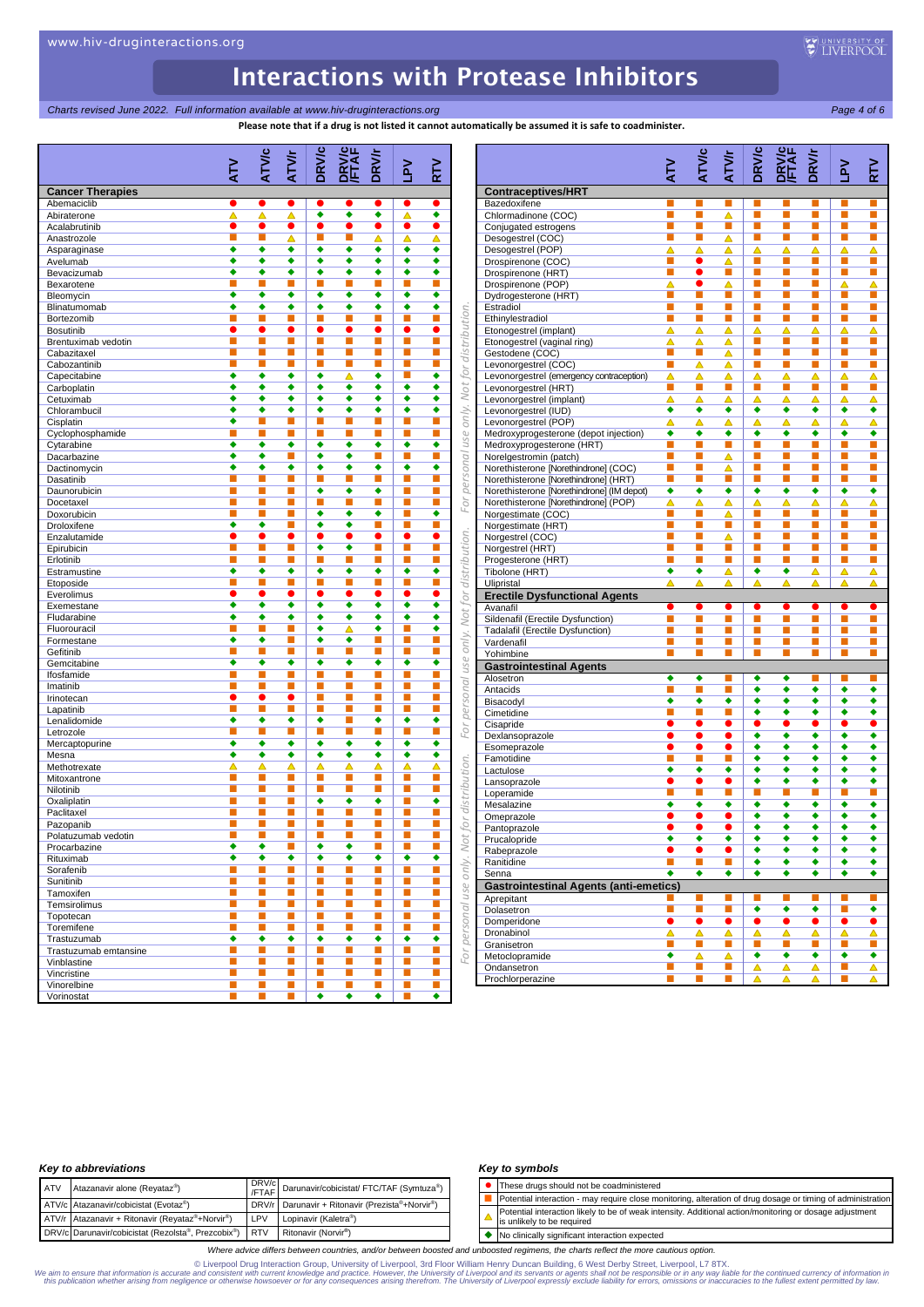# Interactions with Protease Inhibitors

*Charts revised June 2022. Full information available at www.hiv-druginteractions.org*

**Please note that if a drug is not listed it cannot automatically be assumed it is safe to coadminister.**

| | ATV | ATV/c | ATV/r | DRV/c | DRV/c /FTAF | DRV/r | LPV | RTV |
|---|---|---|---|---|---|---|---|---|
| **Cancer Therapies** | | | | | | | | |
| Abemaciclib | ● | ● | ● | ● | ● | ● | ● | ● |
| Abiraterone | △ | △ | △ | ◆ | ◆ | ◆ | △ | ◆ |
| Acalabrutinib | ● | ● | ● | ● | ● | ● | ● | ● |
| Anastrozole | ■ | ■ | △ | ■ | ■ | △ | △ | △ |
| Asparaginase | ◆ | ◆ | ◆ | ◆ | ◆ | ◆ | ◆ | ◆ |
| Avelumab | ◆ | ◆ | ◆ | ◆ | ◆ | ◆ | ◆ | ◆ |
| Bevacizumab | ◆ | ◆ | ◆ | ◆ | ◆ | ◆ | ◆ | ◆ |
| Bexarotene | ■ | ■ | ■ | ■ | ■ | ■ | ■ | ■ |
| Bleomycin | ◆ | ◆ | ◆ | ◆ | ◆ | ◆ | ◆ | ◆ |
| Blinatumomab | ◆ | ◆ | ◆ | ◆ | ◆ | ◆ | ◆ | ◆ |
| Bortezomib | ■ | ■ | ■ | ■ | ■ | ■ | ■ | ■ |
| Bosutinib | ● | ● | ● | ● | ● | ● | ● | ● |
| Brentuximab vedotin | ■ | ■ | ■ | ■ | ■ | ■ | ■ | ■ |
| Cabazitaxel | ■ | ■ | ■ | ■ | ■ | ■ | ■ | ■ |
| Cabozantinib | ■ | ■ | ■ | ■ | ■ | ■ | ■ | ■ |
| Capecitabine | ◆ | ◆ | ◆ | ◆ | △ | ◆ | ■ | ◆ |
| Carboplatin | ◆ | ◆ | ◆ | ◆ | ◆ | ◆ | ◆ | ◆ |
| Cetuximab | ◆ | ◆ | ◆ | ◆ | ◆ | ◆ | ◆ | ◆ |
| Chlorambucil | ◆ | ◆ | ◆ | ◆ | ◆ | ◆ | ◆ | ◆ |
| Cisplatin | ◆ | ■ | ■ | ■ | ■ | ■ | ■ | ■ |
| Cyclophosphamide | ■ | ■ | ■ | ■ | ■ | ■ | ■ | ■ |
| Cytarabine | ◆ | ◆ | ◆ | ◆ | ◆ | ◆ | ◆ | ◆ |
| Dacarbazine | ◆ | ◆ | ■ | ◆ | ◆ | ■ | ■ | ■ |
| Dactinomycin | ◆ | ◆ | ◆ | ◆ | ◆ | ◆ | ◆ | ◆ |
| Dasatinib | ■ | ■ | ■ | ■ | ■ | ■ | ■ | ■ |
| Daunorubicin | ■ | ■ | ■ | ◆ | ◆ | ◆ | ■ | ■ |
| Docetaxel | ■ | ■ | ■ | ■ | ■ | ■ | ■ | ■ |
| Doxorubicin | ■ | ■ | ■ | ◆ | ◆ | ◆ | ■ | ◆ |
| Droloxifene | ◆ | ◆ | ■ | ◆ | ◆ | ■ | ■ | ■ |
| Enzalutamide | ● | ● | ● | ● | ● | ● | ● | ● |
| Epirubicin | ■ | ■ | ■ | ■ | ■ | ■ | ■ | ■ |
| Erlotinib | ■ | ■ | ■ | ■ | ■ | ■ | ■ | ■ |
| Estramustine | ◆ | ◆ | ◆ | ◆ | ◆ | ◆ | ◆ | ◆ |
| Etoposide | ■ | ■ | ■ | ■ | ■ | ■ | ■ | ■ |
| Everolimus | ● | ● | ● | ● | ● | ● | ● | ● |
| Exemestane | ◆ | ◆ | ◆ | ◆ | ◆ | ◆ | ◆ | ◆ |
| Fludarabine | ◆ | ◆ | ◆ | ◆ | ◆ | ◆ | ◆ | ◆ |
| Fluorouracil | ■ | ■ | ■ | ◆ | △ | ◆ | ■ | ◆ |
| Formestane | ◆ | ◆ | ■ | ◆ | ◆ | ■ | ■ | ■ |
| Gefitinib | ■ | ■ | ■ | ■ | ■ | ■ | ■ | ■ |
| Gemcitabine | ◆ | ◆ | ◆ | ◆ | ◆ | ◆ | ◆ | ◆ |
| Ifosfamide | ■ | ■ | ■ | ■ | ■ | ■ | ■ | ■ |
| Imatinib | ■ | ■ | ■ | ■ | ■ | ■ | ■ | ■ |
| Irinotecan | ● | ● | ● | ■ | ■ | ■ | ■ | ■ |
| Lapatinib | ■ | ■ | ■ | ■ | ■ | ■ | ■ | ■ |
| Lenalidomide | ◆ | ◆ | ◆ | ◆ | ■ | ◆ | ◆ | ◆ |
| Letrozole | ■ | ■ | ■ | ■ | ■ | ■ | ■ | ■ |
| Mercaptopurine | ◆ | ◆ | ◆ | ◆ | ◆ | ◆ | ◆ | ◆ |
| Mesna | ◆ | ◆ | ◆ | ◆ | ◆ | ◆ | ◆ | ◆ |
| Methotrexate | △ | △ | △ | △ | △ | △ | △ | △ |
| Mitoxantrone | ■ | ■ | ■ | ■ | ■ | ■ | ■ | ■ |
| Nilotinib | ■ | ■ | ■ | ■ | ■ | ■ | ■ | ■ |
| Oxaliplatin | ■ | ■ | ■ | ◆ | ◆ | ◆ | ■ | ◆ |
| Paclitaxel | ■ | ■ | ■ | ■ | ■ | ■ | ■ | ■ |
| Pazopanib | ■ | ■ | ■ | ■ | ■ | ■ | ■ | ■ |
| Polatuzumab vedotin | ■ | ■ | ■ | ■ | ■ | ■ | ■ | ■ |
| Procarbazine | ◆ | ◆ | ■ | ◆ | ◆ | ■ | ■ | ■ |
| Rituximab | ◆ | ◆ | ◆ | ◆ | ◆ | ◆ | ◆ | ◆ |
| Sorafenib | ■ | ■ | ■ | ■ | ■ | ■ | ■ | ■ |
| Sunitinib | ■ | ■ | ■ | ■ | ■ | ■ | ■ | ■ |
| Tamoxifen | ■ | ■ | ■ | ■ | ■ | ■ | ■ | ■ |
| Temsirolimus | ■ | ■ | ■ | ■ | ■ | ■ | ■ | ■ |
| Topotecan | ■ | ■ | ■ | ■ | ■ | ■ | ■ | ■ |
| Toremifene | ■ | ■ | ■ | ■ | ■ | ■ | ■ | ■ |
| Trastuzumab | ◆ | ◆ | ◆ | ◆ | ◆ | ◆ | ◆ | ◆ |
| Trastuzumab emtansine | ■ | ■ | ■ | ■ | ■ | ■ | ■ | ■ |
| Vinblastine | ■ | ■ | ■ | ■ | ■ | ■ | ■ | ■ |
| Vincristine | ■ | ■ | ■ | ■ | ■ | ■ | ■ | ■ |
| Vinorelbine | ■ | ■ | ■ | ■ | ■ | ■ | ■ | ■ |
| Vorinostat | ■ | ■ | ■ | ◆ | ◆ | ◆ | ■ | ◆ |

| | ATV | ATV/c | ATV/r | DRV/c | DRV/c /FTAF | DRV/r | LPV | RTV |
|---|---|---|---|---|---|---|---|---|
| **Contraceptives/HRT** | | | | | | | | |
| Bazedoxifene | ■ | ■ | ■ | ■ | ■ | ■ | ■ | ■ |
| Chlormadinone (COC) | ■ | ■ | △ | ■ | ■ | ■ | ■ | ■ |
| Conjugated estrogens | ■ | ■ | ■ | ■ | ■ | ■ | ■ | ■ |
| Desogestrel (COC) | ■ | ■ | △ | ■ | ■ | ■ | ■ | ■ |
| Desogestrel (POP) | △ | △ | △ | △ | △ | △ | △ | △ |
| Drospirenone (COC) | ■ | ● | △ | ■ | ■ | ■ | ■ | ■ |
| Drospirenone (HRT) | ■ | ● | ■ | ■ | ■ | ■ | ■ | ■ |
| Drospirenone (POP) | △ | ● | △ | ■ | ■ | ■ | △ | △ |
| Dydrogesterone (HRT) | ■ | ■ | ■ | ■ | ■ | ■ | ■ | ■ |
| Estradiol | ■ | ■ | ■ | ■ | ■ | ■ | ■ | ■ |
| Ethinylestradiol | ■ | ■ | ■ | ■ | ■ | ■ | ■ | ■ |
| Etonogestrel (implant) | △ | △ | △ | △ | △ | △ | △ | △ |
| Etonogestrel (vaginal ring) | △ | △ | △ | ■ | ■ | ■ | ■ | ■ |
| Gestodene (COC) | ■ | ■ | △ | ■ | ■ | ■ | ■ | ■ |
| Levonorgestrel (COC) | ■ | ■ | △ | ■ | ■ | ■ | ■ | ■ |
| Levonorgestrel (emergency contraception) | △ | △ | △ | △ | △ | △ | △ | △ |
| Levonorgestrel (HRT) | ■ | ■ | ■ | ■ | ■ | ■ | ■ | ■ |
| Levonorgestrel (implant) | △ | △ | △ | △ | △ | △ | △ | △ |
| Levonorgestrel (IUD) | ◆ | ◆ | ◆ | ◆ | ◆ | ◆ | ◆ | ◆ |
| Levonorgestrel (POP) | △ | △ | △ | △ | △ | △ | △ | △ |
| Medroxyprogesterone (depot injection) | ◆ | ◆ | ◆ | ◆ | ◆ | ◆ | ◆ | ◆ |
| Medroxyprogesterone (HRT) | ■ | ■ | ■ | ■ | ■ | ■ | ■ | ■ |
| Norelgestromin (patch) | ■ | ■ | △ | ■ | ■ | ■ | ■ | ■ |
| Norethisterone [Norethindrone] (COC) | ■ | ■ | △ | ■ | ■ | ■ | ■ | ■ |
| Norethisterone [Norethindrone] (HRT) | ■ | ■ | ■ | ■ | ■ | ■ | ■ | ■ |
| Norethisterone [Norethindrone] (IM depot) | ◆ | ◆ | ◆ | ◆ | ◆ | ◆ | ◆ | ◆ |
| Norethisterone [Norethindrone] (POP) | △ | △ | △ | △ | △ | △ | △ | △ |
| Norgestimate (COC) | ■ | ■ | △ | ■ | ■ | ■ | ■ | ■ |
| Norgestimate (HRT) | ■ | ■ | ■ | ■ | ■ | ■ | ■ | ■ |
| Norgestrel (COC) | ■ | ■ | △ | ■ | ■ | ■ | ■ | ■ |
| Norgestrel (HRT) | ■ | ■ | ■ | ■ | ■ | ■ | ■ | ■ |
| Progesterone (HRT) | ■ | ■ | ■ | ■ | ■ | ■ | ■ | ■ |
| Tibolone (HRT) | ◆ | ◆ | △ | ◆ | ◆ | △ | △ | △ |
| Ulipristal | △ | △ | △ | △ | △ | △ | △ | △ |
| **Erectile Dysfunctional Agents** | | | | | | | | |
| Avanafil | ● | ● | ● | ● | ● | ● | ● | ● |
| Sildenafil (Erectile Dysfunction) | ■ | ■ | ■ | ■ | ■ | ■ | ■ | ■ |
| Tadalafil (Erectile Dysfunction) | ■ | ■ | ■ | ■ | ■ | ■ | ■ | ■ |
| Vardenafil | ■ | ■ | ■ | ■ | ■ | ■ | ■ | ■ |
| Yohimbine | ■ | ■ | ■ | ■ | ■ | ■ | ■ | ■ |
| **Gastrointestinal Agents** | | | | | | | | |
| Alosetron | ◆ | ◆ | ■ | ◆ | ◆ | ■ | ■ | ■ |
| Antacids | ■ | ■ | ■ | ◆ | ◆ | ◆ | ◆ | ◆ |
| Bisacodyl | ◆ | ◆ | ◆ | ◆ | ◆ | ◆ | ◆ | ◆ |
| Cimetidine | ■ | ■ | ■ | ◆ | ◆ | ◆ | ◆ | ◆ |
| Cisapride | ● | ● | ● | ● | ● | ● | ● | ● |
| Dexlansoprazole | ● | ● | ● | ◆ | ◆ | ◆ | ◆ | ◆ |
| Esomeprazole | ● | ● | ● | ◆ | ◆ | ◆ | ◆ | ◆ |
| Famotidine | ■ | ■ | ■ | ◆ | ◆ | ◆ | ◆ | ◆ |
| Lactulose | ◆ | ◆ | ◆ | ◆ | ◆ | ◆ | ◆ | ◆ |
| Lansoprazole | ● | ● | ● | ◆ | ◆ | ◆ | ◆ | ◆ |
| Loperamide | ■ | ■ | ■ | ■ | ■ | ■ | ■ | ■ |
| Mesalazine | ◆ | ◆ | ◆ | ◆ | ◆ | ◆ | ◆ | ◆ |
| Omeprazole | ● | ● | ● | ◆ | ◆ | ◆ | ◆ | ◆ |
| Pantoprazole | ● | ● | ● | ◆ | ◆ | ◆ | ◆ | ◆ |
| Prucalopride | ◆ | ◆ | ◆ | ◆ | ◆ | ◆ | ◆ | ◆ |
| Rabeprazole | ● | ● | ● | ◆ | ◆ | ◆ | ◆ | ◆ |
| Ranitidine | ■ | ■ | ■ | ◆ | ◆ | ◆ | ◆ | ◆ |
| Senna | ◆ | ◆ | ◆ | ◆ | ◆ | ◆ | ◆ | ◆ |
| **Gastrointestinal Agents (anti-emetics)** | | | | | | | | |
| Aprepitant | ■ | ■ | ■ | ■ | ■ | ■ | ■ | ■ |
| Dolasetron | ■ | ■ | ■ | ◆ | ◆ | ◆ | ■ | ◆ |
| Domperidone | ● | ● | ● | ● | ● | ● | ● | ● |
| Dronabinol | △ | △ | △ | △ | △ | △ | △ | △ |
| Granisetron | ■ | ■ | ■ | ■ | ■ | ■ | ■ | ■ |
| Metoclopramide | ◆ | △ | △ | ◆ | ◆ | ◆ | ◆ | ◆ |
| Ondansetron | ■ | ■ | ■ | △ | △ | △ | ■ | △ |
| Prochlorperazine | ■ | ■ | ■ | △ | △ | △ | ■ | △ |

### Key to abbreviations

| | | | |
|---|---|---|---|
| ATV | Atazanavir alone (Reyataz®) | DRV/c /FTAF | Darunavir/cobicistat/ FTC/TAF (Symtuza®) |
| ATV/c | Atazanavir/cobicistat (Evotaz®) | DRV/r | Darunavir + Ritonavir (Prezista®+Norvir®) |
| ATV/r | Atazanavir + Ritonavir (Reyataz®+Norvir®) | LPV | Lopinavir (Kaletra®) |
| DRV/c | Darunavir/cobicistat (Rezolsta®, Prezcobix®) | RTV | Ritonavir (Norvir®) |

### Key to symbols

| | |
|---|---|
| ● | These drugs should not be coadministered |
| ■ | Potential interaction - may require close monitoring, alteration of drug dosage or timing of administration |
| △ | Potential interaction likely to be of weak intensity. Additional action/monitoring or dosage adjustment is unlikely to be required |
| ◆ | No clinically significant interaction expected |

*Where advice differs between countries, and/or between boosted and unboosted regimens, the charts reflect the more cautious option.*

© Liverpool Drug Interaction Group, University of Liverpool, 3rd Floor William Henry Duncan Building, 6 West Derby Street, Liverpool, L7 8TX.

*We aim to ensure that information is accurate and consistent with current knowledge and practice. However, the University of Liverpool and its servants or agents shall not be responsible or in any way liable for the continued currency of information in this publication whether arising from negligence or otherwise howsoever or for any consequences arising therefrom. The University of Liverpool expressly exclude liability for errors, omissions or inaccuracies to the fullest extent permitted by law.*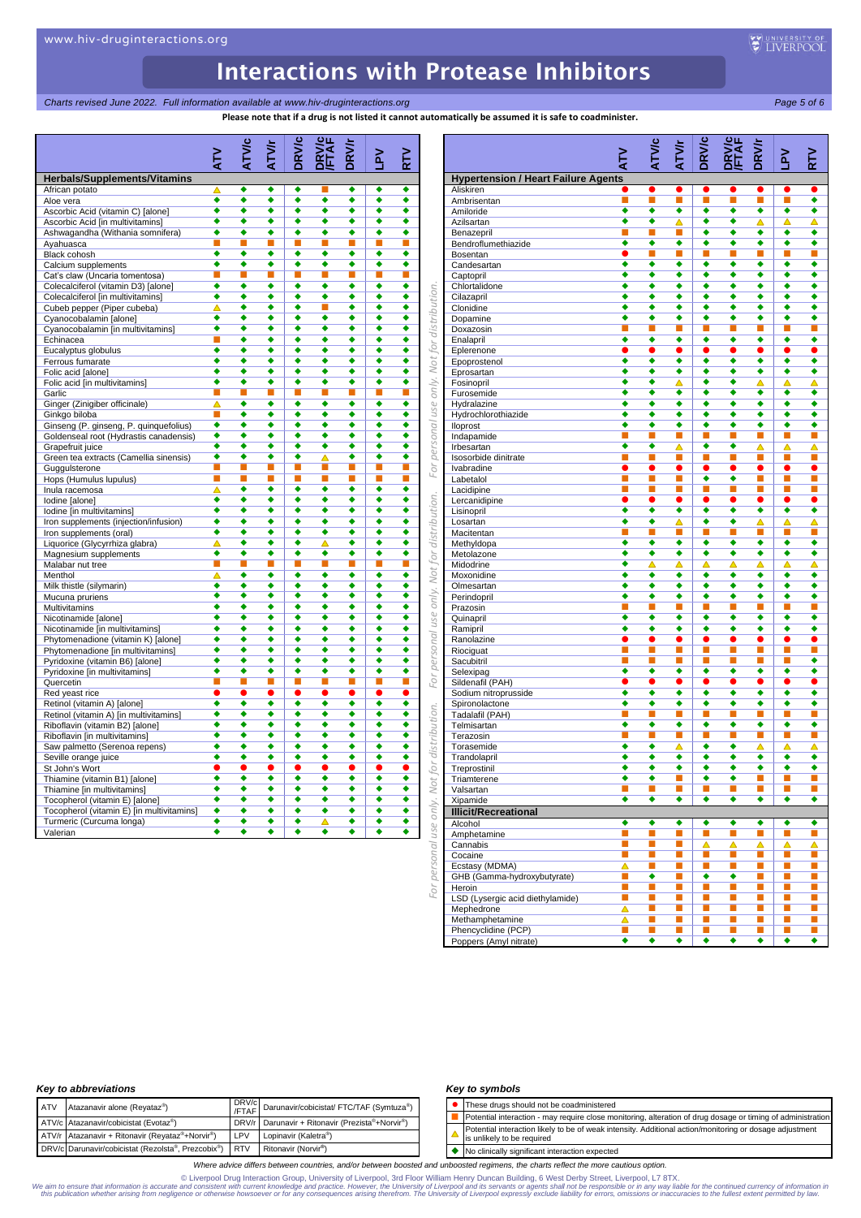# Interactions with Protease Inhibitors

*Charts revised June 2022. Full information available at www.hiv-druginteractions.org*

**Please note that if a drug is not listed it cannot automatically be assumed it is safe to coadminister.**

| Herbals/Supplements/Vitamins | ATV | ATV/c | ATV/r | DRV/c | DRV/c/FTAF | DRV/r | LPV | RTV |
|---|---|---|---|---|---|---|---|---|
| African potato | △ | ◆ | ◆ | ◆ | ■ | ◆ | ◆ | ◆ |
| Aloe vera | ◆ | ◆ | ◆ | ◆ | ◆ | ◆ | ◆ | ◆ |
| Ascorbic Acid (vitamin C) [alone] | ◆ | ◆ | ◆ | ◆ | ◆ | ◆ | ◆ | ◆ |
| Ascorbic Acid [in multivitamins] | ◆ | ◆ | ◆ | ◆ | ◆ | ◆ | ◆ | ◆ |
| Ashwagandha (Withania somnifera) | ◆ | ◆ | ◆ | ◆ | ◆ | ◆ | ◆ | ◆ |
| Ayahuasca | ■ | ■ | ■ | ■ | ■ | ■ | ■ | ■ |
| Black cohosh | ◆ | ◆ | ◆ | ◆ | ◆ | ◆ | ◆ | ◆ |
| Calcium supplements | ◆ | ◆ | ◆ | ◆ | ◆ | ◆ | ◆ | ◆ |
| Cat's claw (Uncaria tomentosa) | ■ | ■ | ■ | ■ | ■ | ■ | ■ | ■ |
| Colecalciferol (vitamin D3) [alone] | ◆ | ◆ | ◆ | ◆ | ◆ | ◆ | ◆ | ◆ |
| Colecalciferol [in multivitamins] | ◆ | ◆ | ◆ | ◆ | ◆ | ◆ | ◆ | ◆ |
| Cubeb pepper (Piper cubeba) | △ | ◆ | ◆ | ◆ | ■ | ◆ | ◆ | ◆ |
| Cyanocobalamin [alone] | ◆ | ◆ | ◆ | ◆ | ◆ | ◆ | ◆ | ◆ |
| Cyanocobalamin [in multivitamins] | ◆ | ◆ | ◆ | ◆ | ◆ | ◆ | ◆ | ◆ |
| Echinacea | ■ | ◆ | ◆ | ◆ | ◆ | ◆ | ◆ | ◆ |
| Eucalyptus globulus | ◆ | ◆ | ◆ | ◆ | ◆ | ◆ | ◆ | ◆ |
| Ferrous fumarate | ◆ | ◆ | ◆ | ◆ | ◆ | ◆ | ◆ | ◆ |
| Folic acid [alone] | ◆ | ◆ | ◆ | ◆ | ◆ | ◆ | ◆ | ◆ |
| Folic acid [in multivitamins] | ◆ | ◆ | ◆ | ◆ | ◆ | ◆ | ◆ | ◆ |
| Garlic | ■ | ■ | ■ | ■ | ■ | ■ | ■ | ■ |
| Ginger (Zinigiber officinale) | △ | ◆ | ◆ | ◆ | ◆ | ◆ | ◆ | ◆ |
| Ginkgo biloba | ■ | ◆ | ◆ | ◆ | ◆ | ◆ | ◆ | ◆ |
| Ginseng (P. ginseng, P. quinquefolius) | ◆ | ◆ | ◆ | ◆ | ◆ | ◆ | ◆ | ◆ |
| Goldenseal root (Hydrastis canadensis) | ◆ | ◆ | ◆ | ◆ | ◆ | ◆ | ◆ | ◆ |
| Grapefruit juice | ◆ | ◆ | ◆ | ◆ | ◆ | ◆ | ◆ | ◆ |
| Green tea extracts (Camellia sinensis) | ◆ | ◆ | ◆ | ◆ | △ | ◆ | ◆ | ◆ |
| Guggulsterone | ■ | ■ | ■ | ■ | ■ | ■ | ■ | ■ |
| Hops (Humulus lupulus) | ■ | ■ | ■ | ■ | ■ | ■ | ■ | ■ |
| Inula racemosa | △ | ◆ | ◆ | ◆ | ◆ | ◆ | ◆ | ◆ |
| Iodine [alone] | ◆ | ◆ | ◆ | ◆ | ◆ | ◆ | ◆ | ◆ |
| Iodine [in multivitamins] | ◆ | ◆ | ◆ | ◆ | ◆ | ◆ | ◆ | ◆ |
| Iron supplements (injection/infusion) | ◆ | ◆ | ◆ | ◆ | ◆ | ◆ | ◆ | ◆ |
| Iron supplements (oral) | ◆ | ◆ | ◆ | ◆ | ◆ | ◆ | ◆ | ◆ |
| Liquorice (Glycyrrhiza glabra) | △ | ◆ | ◆ | ◆ | △ | ◆ | ◆ | ◆ |
| Magnesium supplements | ◆ | ◆ | ◆ | ◆ | ◆ | ◆ | ◆ | ◆ |
| Malabar nut tree | ■ | ■ | ■ | ■ | ■ | ■ | ■ | ■ |
| Menthol | △ | ◆ | ◆ | ◆ | ◆ | ◆ | ◆ | ◆ |
| Milk thistle (silymarin) | ◆ | ◆ | ◆ | ◆ | ◆ | ◆ | ◆ | ◆ |
| Mucuna pruriens | ◆ | ◆ | ◆ | ◆ | ◆ | ◆ | ◆ | ◆ |
| Multivitamins | ◆ | ◆ | ◆ | ◆ | ◆ | ◆ | ◆ | ◆ |
| Nicotinamide [alone] | ◆ | ◆ | ◆ | ◆ | ◆ | ◆ | ◆ | ◆ |
| Nicotinamide [in multivitamins] | ◆ | ◆ | ◆ | ◆ | ◆ | ◆ | ◆ | ◆ |
| Phytomenadione (vitamin K) [alone] | ◆ | ◆ | ◆ | ◆ | ◆ | ◆ | ◆ | ◆ |
| Phytomenadione [in multivitamins] | ◆ | ◆ | ◆ | ◆ | ◆ | ◆ | ◆ | ◆ |
| Pyridoxine (vitamin B6) [alone] | ◆ | ◆ | ◆ | ◆ | ◆ | ◆ | ◆ | ◆ |
| Pyridoxine [in multivitamins] | ◆ | ◆ | ◆ | ◆ | ◆ | ◆ | ◆ | ◆ |
| Quercetin | ■ | ■ | ■ | ■ | ■ | ■ | ■ | ■ |
| Red yeast rice | ● | ● | ● | ● | ● | ● | ● | ● |
| Retinol (vitamin A) [alone] | ◆ | ◆ | ◆ | ◆ | ◆ | ◆ | ◆ | ◆ |
| Retinol (vitamin A) [in multivitamins] | ◆ | ◆ | ◆ | ◆ | ◆ | ◆ | ◆ | ◆ |
| Riboflavin (vitamin B2) [alone] | ◆ | ◆ | ◆ | ◆ | ◆ | ◆ | ◆ | ◆ |
| Riboflavin [in multivitamins] | ◆ | ◆ | ◆ | ◆ | ◆ | ◆ | ◆ | ◆ |
| Saw palmetto (Serenoa repens) | ◆ | ◆ | ◆ | ◆ | ◆ | ◆ | ◆ | ◆ |
| Seville orange juice | ◆ | ◆ | ◆ | ◆ | ◆ | ◆ | ◆ | ◆ |
| St John's Wort | ● | ● | ● | ● | ● | ● | ● | ● |
| Thiamine (vitamin B1) [alone] | ◆ | ◆ | ◆ | ◆ | ◆ | ◆ | ◆ | ◆ |
| Thiamine [in multivitamins] | ◆ | ◆ | ◆ | ◆ | ◆ | ◆ | ◆ | ◆ |
| Tocopherol (vitamin E) [alone] | ◆ | ◆ | ◆ | ◆ | ◆ | ◆ | ◆ | ◆ |
| Tocopherol (vitamin E) [in multivitamins] | ◆ | ◆ | ◆ | ◆ | ◆ | ◆ | ◆ | ◆ |
| Turmeric (Curcuma longa) | ◆ | ◆ | ◆ | ◆ | △ | ◆ | ◆ | ◆ |
| Valerian | ◆ | ◆ | ◆ | ◆ | ◆ | ◆ | ◆ | ◆ |

| Hypertension / Heart Failure Agents | ATV | ATV/c | ATV/r | DRV/c | DRV/c/FTAF | DRV/r | LPV | RTV |
|---|---|---|---|---|---|---|---|---|
| Aliskiren | ● | ● | ● | ● | ● | ● | ● | ● |
| Ambrisentan | ■ | ■ | ■ | ■ | ■ | ■ | ■ | ◆ |
| Amiloride | ◆ | ◆ | ◆ | ◆ | ◆ | ◆ | ◆ | ◆ |
| Azilsartan | ◆ | ◆ | △ | ◆ | ◆ | △ | △ | △ |
| Benazepril | ■ | ■ | ■ | ◆ | ◆ | ◆ | ◆ | ◆ |
| Bendroflumethiazide | ◆ | ◆ | ◆ | ◆ | ◆ | ◆ | ◆ | ◆ |
| Bosentan | ● | ■ | ■ | ■ | ■ | ■ | ■ | ■ |
| Candesartan | ◆ | ◆ | ◆ | ◆ | ◆ | ◆ | ◆ | ◆ |
| Captopril | ◆ | ◆ | ◆ | ◆ | ◆ | ◆ | ◆ | ◆ |
| Chlortalidone | ◆ | ◆ | ◆ | ◆ | ◆ | ◆ | ◆ | ◆ |
| Cilazapril | ◆ | ◆ | ◆ | ◆ | ◆ | ◆ | ◆ | ◆ |
| Clonidine | ◆ | ◆ | ◆ | ◆ | ◆ | ◆ | ◆ | ◆ |
| Dopamine | ◆ | ◆ | ◆ | ◆ | ◆ | ◆ | ◆ | ◆ |
| Doxazosin | ■ | ■ | ■ | ■ | ■ | ■ | ■ | ■ |
| Enalapril | ◆ | ◆ | ◆ | ◆ | ◆ | ◆ | ◆ | ◆ |
| Eplerenone | ● | ● | ● | ● | ● | ● | ● | ● |
| Epoprostenol | ◆ | ◆ | ◆ | ◆ | ◆ | ◆ | ◆ | ◆ |
| Eprosartan | ◆ | ◆ | ◆ | ◆ | ◆ | ◆ | ◆ | ◆ |
| Fosinopril | ◆ | ◆ | △ | ◆ | ◆ | △ | △ | △ |
| Furosemide | ◆ | ◆ | ◆ | ◆ | ◆ | ◆ | ◆ | ◆ |
| Hydralazine | ◆ | ◆ | ◆ | ◆ | ◆ | ◆ | ◆ | ◆ |
| Hydrochlorothiazide | ◆ | ◆ | ◆ | ◆ | ◆ | ◆ | ◆ | ◆ |
| Iloprost | ◆ | ◆ | ◆ | ◆ | ◆ | ◆ | ◆ | ◆ |
| Indapamide | ■ | ■ | ■ | ■ | ■ | ■ | ■ | ■ |
| Irbesartan | ◆ | ◆ | △ | ◆ | ◆ | △ | △ | △ |
| Isosorbide dinitrate | ■ | ■ | ■ | ■ | ■ | ■ | ■ | ■ |
| Ivabradine | ● | ● | ● | ● | ● | ● | ● | ● |
| Labetalol | ■ | ■ | ■ | ◆ | ◆ | ■ | ■ | ■ |
| Lacidipine | ■ | ■ | ■ | ■ | ■ | ■ | ■ | ■ |
| Lercanidipine | ● | ● | ● | ● | ● | ● | ● | ● |
| Lisinopril | ◆ | ◆ | ◆ | ◆ | ◆ | ◆ | ◆ | ◆ |
| Losartan | ◆ | ◆ | △ | ◆ | ◆ | △ | △ | △ |
| Macitentan | ■ | ■ | ■ | ■ | ■ | ■ | ■ | ■ |
| Methyldopa | ◆ | ◆ | ◆ | ◆ | ◆ | ◆ | ◆ | ◆ |
| Metolazone | ◆ | ◆ | ◆ | ◆ | ◆ | ◆ | ◆ | ◆ |
| Midodrine | ◆ | △ | △ | △ | △ | △ | △ | △ |
| Moxonidine | ◆ | ◆ | ◆ | ◆ | ◆ | ◆ | ◆ | ◆ |
| Olmesartan | ◆ | ◆ | ◆ | ◆ | ◆ | ◆ | ◆ | ◆ |
| Perindopril | ◆ | ◆ | ◆ | ◆ | ◆ | ◆ | ◆ | ◆ |
| Prazosin | ■ | ■ | ■ | ■ | ■ | ■ | ■ | ■ |
| Quinapril | ◆ | ◆ | ◆ | ◆ | ◆ | ◆ | ◆ | ◆ |
| Ramipril | ◆ | ◆ | ◆ | ◆ | ◆ | ◆ | ◆ | ◆ |
| Ranolazine | ● | ● | ● | ● | ● | ● | ● | ● |
| Riociguat | ■ | ■ | ■ | ■ | ■ | ■ | ■ | ■ |
| Sacubitril | ■ | ■ | ■ | ■ | ■ | ■ | ■ | ◆ |
| Selexipag | ◆ | ◆ | ◆ | ◆ | ◆ | ◆ | ◆ | ◆ |
| Sildenafil (PAH) | ● | ● | ● | ● | ● | ● | ● | ● |
| Sodium nitroprusside | ◆ | ◆ | ◆ | ◆ | ◆ | ◆ | ◆ | ◆ |
| Spironolactone | ◆ | ◆ | ◆ | ◆ | ◆ | ◆ | ◆ | ◆ |
| Tadalafil (PAH) | ■ | ■ | ■ | ■ | ■ | ■ | ■ | ■ |
| Telmisartan | ◆ | ◆ | ◆ | ◆ | ◆ | ◆ | ◆ | ◆ |
| Terazosin | ■ | ■ | ■ | ■ | ■ | ■ | ■ | ■ |
| Torasemide | ◆ | ◆ | △ | ◆ | ◆ | △ | △ | △ |
| Trandolapril | ◆ | ◆ | ◆ | ◆ | ◆ | ◆ | ◆ | ◆ |
| Treprostinil | ◆ | ◆ | ◆ | ◆ | ◆ | ◆ | ◆ | ◆ |
| Triamterene | ◆ | ◆ | ■ | ◆ | ◆ | ■ | ■ | ■ |
| Valsartan | ■ | ■ | ■ | ■ | ■ | ■ | ■ | ■ |
| Xipamide | ◆ | ◆ | ◆ | ◆ | ◆ | ◆ | ◆ | ◆ |
| **Illicit/Recreational** | | | | | | | | |
| Alcohol | ◆ | ◆ | ◆ | ◆ | ◆ | ◆ | ◆ | ◆ |
| Amphetamine | ■ | ■ | ■ | ■ | ■ | ■ | ■ | ■ |
| Cannabis | ■ | ■ | ■ | △ | △ | △ | △ | △ |
| Cocaine | ■ | ■ | ■ | ■ | ■ | ■ | ■ | ■ |
| Ecstasy (MDMA) | △ | ■ | ■ | ■ | ■ | ■ | ■ | ■ |
| GHB (Gamma-hydroxybutyrate) | ■ | ◆ | ■ | ◆ | ◆ | ■ | ■ | ■ |
| Heroin | ■ | ■ | ■ | ■ | ■ | ■ | ■ | ■ |
| LSD (Lysergic acid diethylamide) | ■ | ■ | ■ | ■ | ■ | ■ | ■ | ■ |
| Mephedrone | △ | ■ | ■ | ■ | ■ | ■ | ■ | ■ |
| Methamphetamine | △ | ■ | ■ | ■ | ■ | ■ | ■ | ■ |
| Phencyclidine (PCP) | ■ | ■ | ■ | ■ | ■ | ■ | ■ | ■ |
| Poppers (Amyl nitrate) | ◆ | ◆ | ◆ | ◆ | ◆ | ◆ | ◆ | ◆ |

### Key to abbreviations

| Abbreviation | Meaning | Abbreviation | Meaning |
|---|---|---|---|
| ATV | Atazanavir alone (Reyataz®) | DRV/c/FTAF | Darunavir/cobicistat/ FTC/TAF (Symtuza®) |
| ATV/c | Atazanavir/cobicistat (Evotaz®) | DRV/r | Darunavir + Ritonavir (Prezista®+Norvir®) |
| ATV/r | Atazanavir + Ritonavir (Reyataz®+Norvir®) | LPV | Lopinavir (Kaletra®) |
| DRV/c | Darunavir/cobicistat (Rezolsta®, Prezcobix®) | RTV | Ritonavir (Norvir®) |

### Key to symbols

| Symbol | Meaning |
|---|---|
| ● | These drugs should not be coadministered |
| ■ | Potential interaction - may require close monitoring, alteration of drug dosage or timing of administration |
| △ | Potential interaction likely to be of weak intensity. Additional action/monitoring or dosage adjustment is unlikely to be required |
| ◆ | No clinically significant interaction expected |

*Where advice differs between countries, and/or between boosted and unboosted regimens, the charts reflect the more cautious option.*

© Liverpool Drug Interaction Group, University of Liverpool, 3rd Floor William Henry Duncan Building, 6 West Derby Street, Liverpool, L7 8TX.

*We aim to ensure that information is accurate and consistent with current knowledge and practice. However, the University of Liverpool and its servants or agents shall not be responsible or in any way liable for the continued currency of information in this publication whether arising from negligence or otherwise howsoever or for any consequences arising therefrom. The University of Liverpool expressly exclude liability for errors, omissions or inaccuracies to the fullest extent permitted by law.*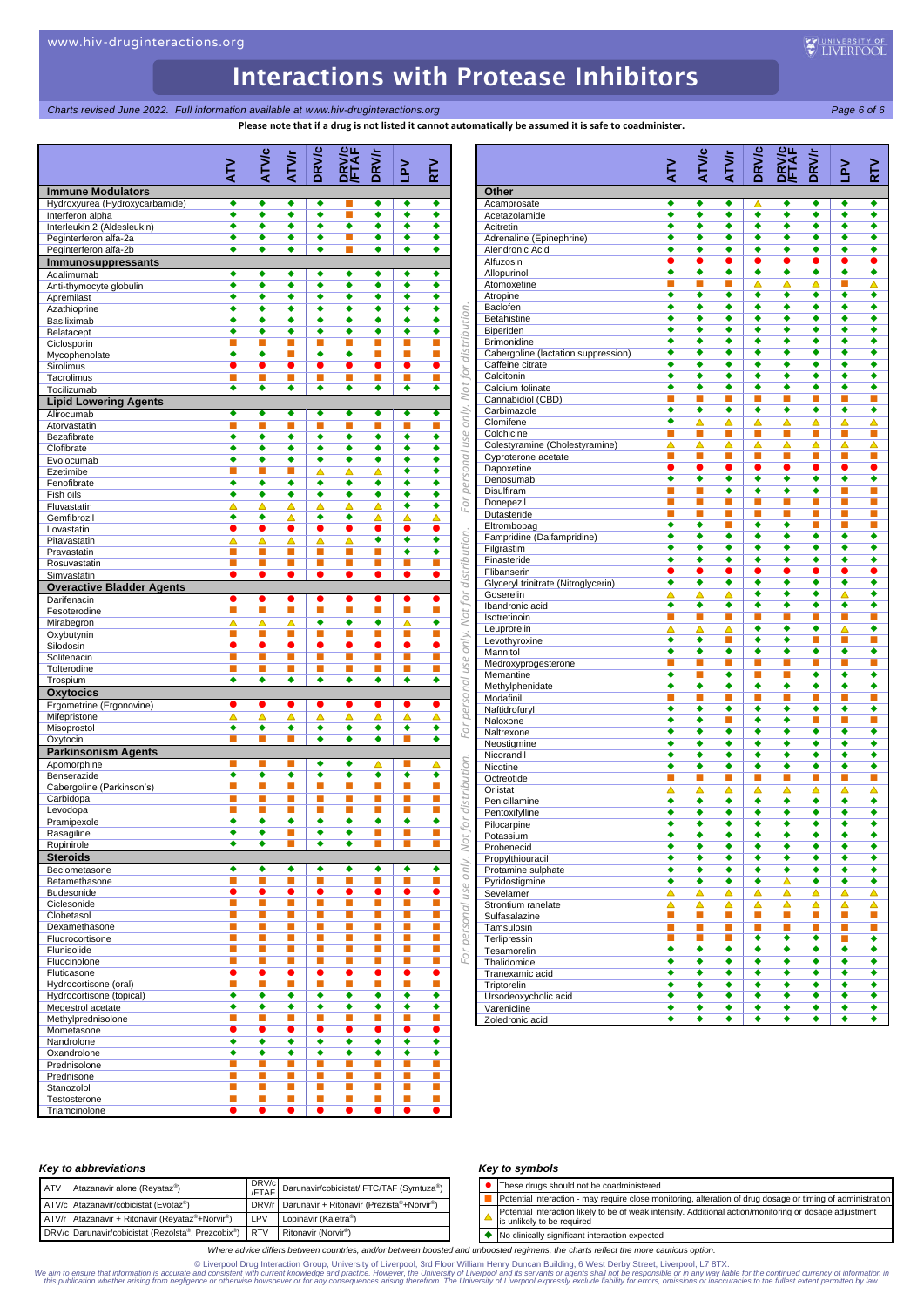# Interactions with Protease Inhibitors

*Charts revised June 2022. Full information available at www.hiv-druginteractions.org*

**Please note that if a drug is not listed it cannot automatically be assumed it is safe to coadminister.**

| | ATV | ATV/c | ATV/r | DRV/c | DRV/c/FTAF | DRV/r | LPV | RTV |
|---|---|---|---|---|---|---|---|---|
| **Immune Modulators** | | | | | | | | |
| Hydroxyurea (Hydroxycarbamide) | ◆ | ◆ | ◆ | ◆ | ■ | ◆ | ◆ | ◆ |
| Interferon alpha | ◆ | ◆ | ◆ | ◆ | ■ | ◆ | ◆ | ◆ |
| Interleukin 2 (Aldesleukin) | ◆ | ◆ | ◆ | ◆ | ◆ | ◆ | ◆ | ◆ |
| Peginterferon alfa-2a | ◆ | ◆ | ◆ | ◆ | ■ | ◆ | ◆ | ◆ |
| Peginterferon alfa-2b | ◆ | ◆ | ◆ | ◆ | ■ | ◆ | ◆ | ◆ |
| **Immunosuppressants** | | | | | | | | |
| Adalimumab | ◆ | ◆ | ◆ | ◆ | ◆ | ◆ | ◆ | ◆ |
| Anti-thymocyte globulin | ◆ | ◆ | ◆ | ◆ | ◆ | ◆ | ◆ | ◆ |
| Apremilast | ◆ | ◆ | ◆ | ◆ | ◆ | ◆ | ◆ | ◆ |
| Azathioprine | ◆ | ◆ | ◆ | ◆ | ◆ | ◆ | ◆ | ◆ |
| Basiliximab | ◆ | ◆ | ◆ | ◆ | ◆ | ◆ | ◆ | ◆ |
| Belatacept | ◆ | ◆ | ◆ | ◆ | ◆ | ◆ | ◆ | ◆ |
| Ciclosporin | ◆ | ■ | ■ | ■ | ■ | ■ | ■ | ■ |
| Mycophenolate | ◆ | ◆ | ■ | ◆ | ◆ | ■ | ■ | ■ |
| Sirolimus | ● | ● | ● | ● | ● | ● | ● | ● |
| Tacrolimus | ■ | ■ | ■ | ■ | ■ | ■ | ■ | ■ |
| Tocilizumab | ◆ | ◆ | ◆ | ◆ | ◆ | ◆ | ◆ | ◆ |
| **Lipid Lowering Agents** | | | | | | | | |
| Alirocumab | ◆ | ◆ | ◆ | ◆ | ◆ | ◆ | ◆ | ◆ |
| Atorvastatin | ■ | ■ | ■ | ■ | ■ | ■ | ■ | ■ |
| Bezafibrate | ◆ | ◆ | ◆ | ◆ | ◆ | ◆ | ◆ | ◆ |
| Clofibrate | ◆ | ◆ | ◆ | ◆ | ◆ | ◆ | ◆ | ◆ |
| Evolocumab | ◆ | ◆ | ◆ | ◆ | ◆ | ◆ | ◆ | ◆ |
| Ezetimibe | ■ | ■ | ■ | △ | △ | △ | ◆ | ◆ |
| Fenofibrate | ◆ | ◆ | ◆ | ◆ | ◆ | ◆ | ◆ | ◆ |
| Fish oils | ◆ | ◆ | ◆ | ◆ | ◆ | ◆ | ◆ | ◆ |
| Fluvastatin | △ | △ | △ | △ | △ | △ | ◆ | ◆ |
| Gemfibrozil | ◆ | ◆ | △ | ◆ | ◆ | △ | △ | △ |
| Lovastatin | ● | ● | ● | ● | ● | ● | ● | ● |
| Pitavastatin | △ | △ | △ | △ | △ | ◆ | ◆ | ◆ |
| Pravastatin | ■ | ■ | ■ | ■ | ■ | ■ | ◆ | ◆ |
| Rosuvastatin | ■ | ■ | ■ | ■ | ■ | ■ | ■ | ■ |
| Simvastatin | ● | ● | ● | ● | ● | ● | ● | ● |
| **Overactive Bladder Agents** | | | | | | | | |
| Darifenacin | ● | ● | ● | ● | ● | ● | ● | ● |
| Fesoterodine | ■ | ■ | ■ | ■ | ■ | ■ | ■ | ■ |
| Mirabegron | △ | △ | △ | ◆ | ◆ | ◆ | △ | ◆ |
| Oxybutynin | ■ | ■ | ■ | ■ | ■ | ■ | ■ | ■ |
| Silodosin | ● | ● | ● | ● | ● | ● | ● | ● |
| Solifenacin | ■ | ■ | ■ | ■ | ■ | ■ | ■ | ■ |
| Tolterodine | ■ | ■ | ■ | ■ | ■ | ■ | ■ | ■ |
| Trospium | ◆ | ◆ | ◆ | ◆ | ◆ | ◆ | ◆ | ◆ |
| **Oxytocics** | | | | | | | | |
| Ergometrine (Ergonovine) | ● | ● | ● | ● | ● | ● | ● | ● |
| Mifepristone | △ | △ | △ | △ | △ | △ | △ | △ |
| Misoprostol | ◆ | ◆ | ◆ | ◆ | ◆ | ◆ | ◆ | ◆ |
| Oxytocin | ■ | ■ | ■ | ◆ | ◆ | ◆ | ■ | ◆ |
| **Parkinsonism Agents** | | | | | | | | |
| Apomorphine | ■ | ■ | ■ | ◆ | ◆ | △ | ■ | △ |
| Benserazide | ◆ | ◆ | ◆ | ◆ | ◆ | ◆ | ◆ | ◆ |
| Cabergoline (Parkinson's) | ■ | ■ | ■ | ■ | ■ | ■ | ■ | ■ |
| Carbidopa | ■ | ■ | ■ | ■ | ■ | ■ | ■ | ■ |
| Levodopa | ■ | ■ | ■ | ■ | ■ | ■ | ■ | ■ |
| Pramipexole | ◆ | ◆ | ◆ | ◆ | ◆ | ◆ | ◆ | ◆ |
| Rasagiline | ◆ | ◆ | ■ | ◆ | ◆ | ■ | ■ | ■ |
| Ropinirole | ◆ | ◆ | ■ | ◆ | ◆ | ■ | ■ | ■ |
| **Steroids** | | | | | | | | |
| Beclometasone | ◆ | ◆ | ◆ | ◆ | ◆ | ◆ | ◆ | ◆ |
| Betamethasone | ■ | ■ | ■ | ■ | ■ | ■ | ■ | ■ |
| Budesonide | ● | ● | ● | ● | ● | ● | ● | ● |
| Ciclesonide | ■ | ■ | ■ | ■ | ■ | ■ | ■ | ■ |
| Clobetasol | ■ | ■ | ■ | ■ | ■ | ■ | ■ | ■ |
| Dexamethasone | ■ | ■ | ■ | ■ | ■ | ■ | ■ | ■ |
| Fludrocortisone | ■ | ■ | ■ | ■ | ■ | ■ | ■ | ■ |
| Flunisolide | ■ | ■ | ■ | ■ | ■ | ■ | ■ | ■ |
| Fluocinolone | ■ | ■ | ■ | ■ | ■ | ■ | ■ | ■ |
| Fluticasone | ● | ● | ● | ● | ● | ● | ● | ● |
| Hydrocortisone (oral) | ■ | ■ | ■ | ■ | ■ | ■ | ■ | ■ |
| Hydrocortisone (topical) | ◆ | ◆ | ◆ | ◆ | ◆ | ◆ | ◆ | ◆ |
| Megestrol acetate | ◆ | ◆ | ◆ | ◆ | ◆ | ◆ | ◆ | ◆ |
| Methylprednisolone | ■ | ■ | ■ | ■ | ■ | ■ | ■ | ■ |
| Mometasone | ● | ● | ● | ● | ● | ● | ● | ● |
| Nandrolone | ◆ | ◆ | ◆ | ◆ | ◆ | ◆ | ◆ | ◆ |
| Oxandrolone | ◆ | ◆ | ◆ | ◆ | ◆ | ◆ | ◆ | ◆ |
| Prednisolone | ■ | ■ | ■ | ■ | ■ | ■ | ■ | ■ |
| Prednisone | ■ | ■ | ■ | ■ | ■ | ■ | ■ | ■ |
| Stanozolol | ■ | ■ | ■ | ■ | ■ | ■ | ■ | ■ |
| Testosterone | ■ | ■ | ■ | ■ | ■ | ■ | ■ | ■ |
| Triamcinolone | ● | ● | ● | ● | ● | ● | ● | ● |

| | ATV | ATV/c | ATV/r | DRV/c | DRV/c/FTAF | DRV/r | LPV | RTV |
|---|---|---|---|---|---|---|---|---|
| **Other** | | | | | | | | |
| Acamprosate | ◆ | ◆ | ◆ | △ | ◆ | ◆ | ◆ | ◆ |
| Acetazolamide | ◆ | ◆ | ◆ | ◆ | ◆ | ◆ | ◆ | ◆ |
| Acitretin | ◆ | ◆ | ◆ | ◆ | ◆ | ◆ | ◆ | ◆ |
| Adrenaline (Epinephrine) | ◆ | ◆ | ◆ | ◆ | ◆ | ◆ | ◆ | ◆ |
| Alendronic Acid | ◆ | ◆ | ◆ | ◆ | ◆ | ◆ | ◆ | ◆ |
| Alfuzosin | ● | ● | ● | ● | ● | ● | ● | ● |
| Allopurinol | ◆ | ◆ | ◆ | ◆ | ◆ | ◆ | ◆ | ◆ |
| Atomoxetine | ■ | ■ | ■ | △ | △ | △ | ■ | △ |
| Atropine | ◆ | ◆ | ◆ | ◆ | ◆ | ◆ | ◆ | ◆ |
| Baclofen | ◆ | ◆ | ◆ | ◆ | ◆ | ◆ | ◆ | ◆ |
| Betahistine | ◆ | ◆ | ◆ | ◆ | ◆ | ◆ | ◆ | ◆ |
| Biperiden | ◆ | ◆ | ◆ | ◆ | ◆ | ◆ | ◆ | ◆ |
| Brimonidine | ◆ | ◆ | ◆ | ◆ | ◆ | ◆ | ◆ | ◆ |
| Cabergoline (lactation suppression) | ◆ | ◆ | ◆ | ◆ | ◆ | ◆ | ◆ | ◆ |
| Caffeine citrate | ◆ | ◆ | ◆ | ◆ | ◆ | ◆ | ◆ | ◆ |
| Calcitonin | ◆ | ◆ | ◆ | ◆ | ◆ | ◆ | ◆ | ◆ |
| Calcium folinate | ◆ | ◆ | ◆ | ◆ | ◆ | ◆ | ◆ | ◆ |
| Cannabidiol (CBD) | ■ | ■ | ■ | ■ | ■ | ■ | ■ | ■ |
| Carbimazole | ◆ | ◆ | ◆ | ◆ | ◆ | ◆ | ◆ | ◆ |
| Clomifene | ◆ | △ | △ | △ | △ | △ | △ | △ |
| Colchicine | ■ | ■ | ■ | ■ | ■ | ■ | ■ | ■ |
| Colestyramine (Cholestyramine) | △ | △ | △ | △ | △ | △ | △ | △ |
| Cyproterone acetate | ■ | ■ | ■ | ■ | ■ | ■ | ■ | ■ |
| Dapoxetine | ● | ● | ● | ● | ● | ● | ● | ● |
| Denosumab | ◆ | ◆ | ◆ | ◆ | ◆ | ◆ | ◆ | ◆ |
| Disulfiram | ■ | ■ | ◆ | ◆ | ◆ | ◆ | ■ | ■ |
| Donepezil | ■ | ■ | ■ | ■ | ■ | ■ | ■ | ■ |
| Dutasteride | ■ | ■ | ■ | ■ | ■ | ■ | ■ | ■ |
| Eltrombopag | ◆ | ◆ | ■ | ◆ | ◆ | ■ | ■ | ■ |
| Fampridine (Dalfampridine) | ◆ | ◆ | ◆ | ◆ | ◆ | ◆ | ◆ | ◆ |
| Filgrastim | ◆ | ◆ | ◆ | ◆ | ◆ | ◆ | ◆ | ◆ |
| Finasteride | ◆ | ◆ | ◆ | ◆ | ◆ | ◆ | ◆ | ◆ |
| Flibanserin | ● | ● | ● | ● | ● | ● | ● | ● |
| Glyceryl trinitrate (Nitroglycerin) | ◆ | ◆ | ◆ | ◆ | ◆ | ◆ | ◆ | ◆ |
| Goserelin | △ | △ | △ | ◆ | ◆ | ◆ | △ | ◆ |
| Ibandronic acid | ◆ | ◆ | ◆ | ◆ | ◆ | ◆ | ◆ | ◆ |
| Isotretinoin | ■ | ■ | ■ | ■ | ■ | ■ | ■ | ■ |
| Leuprorelin | △ | △ | △ | ◆ | ◆ | ◆ | △ | ◆ |
| Levothyroxine | ◆ | ◆ | ■ | ◆ | ◆ | ■ | ■ | ■ |
| Mannitol | ◆ | ◆ | ◆ | ◆ | ◆ | ◆ | ◆ | ◆ |
| Medroxyprogesterone | ■ | ■ | ■ | ■ | ■ | ■ | ■ | ■ |
| Memantine | ◆ | ■ | ◆ | ■ | ■ | ◆ | ◆ | ◆ |
| Methylphenidate | ◆ | ◆ | ◆ | ◆ | ◆ | ◆ | ◆ | ◆ |
| Modafinil | ■ | ■ | ■ | ■ | ■ | ■ | ■ | ■ |
| Naftidrofuryl | ◆ | ◆ | ◆ | ◆ | ◆ | ◆ | ■ | ◆ |
| Naloxone | ◆ | ◆ | ■ | ◆ | ◆ | ■ | ■ | ■ |
| Naltrexone | ◆ | ◆ | ◆ | ◆ | ◆ | ◆ | ◆ | ◆ |
| Neostigmine | ◆ | ◆ | ◆ | ◆ | ◆ | ◆ | ◆ | ◆ |
| Nicorandil | ◆ | ◆ | ◆ | ◆ | ◆ | ◆ | ◆ | ◆ |
| Nicotine | ◆ | ◆ | ◆ | ◆ | ◆ | ◆ | ◆ | ◆ |
| Octreotide | ■ | ■ | ■ | ■ | ■ | ■ | ■ | ■ |
| Orlistat | △ | △ | △ | △ | △ | △ | △ | △ |
| Penicillamine | ◆ | ◆ | ◆ | ◆ | ◆ | ◆ | ◆ | ◆ |
| Pentoxifylline | ◆ | ◆ | ◆ | ◆ | ◆ | ◆ | ◆ | ◆ |
| Pilocarpine | ◆ | ◆ | ◆ | ◆ | ◆ | ◆ | ◆ | ◆ |
| Potassium | ◆ | ◆ | ◆ | ◆ | ◆ | ◆ | ◆ | ◆ |
| Probenecid | ◆ | ◆ | ◆ | ◆ | ◆ | ◆ | ◆ | ◆ |
| Propylthiouracil | ◆ | ◆ | ◆ | ◆ | ◆ | ◆ | ◆ | ◆ |
| Protamine sulphate | ◆ | ◆ | ◆ | ◆ | ◆ | ◆ | ◆ | ◆ |
| Pyridostigmine | ◆ | ◆ | ◆ | ◆ | △ | ◆ | △ | ◆ |
| Sevelamer | △ | △ | △ | △ | △ | △ | △ | △ |
| Strontium ranelate | △ | △ | △ | △ | △ | △ | △ | △ |
| Sulfasalazine | ■ | ■ | ■ | ■ | ■ | ■ | ■ | ■ |
| Tamsulosin | ■ | ■ | ■ | ■ | ■ | ■ | ■ | ■ |
| Terlipressin | ■ | ■ | ■ | ◆ | ◆ | ◆ | ■ | ◆ |
| Tesamorelin | ◆ | ◆ | ◆ | ◆ | ◆ | ◆ | ◆ | ◆ |
| Thalidomide | ◆ | ◆ | ◆ | ◆ | ◆ | ◆ | ◆ | ◆ |
| Tranexamic acid | ◆ | ◆ | ◆ | ◆ | ◆ | ◆ | ◆ | ◆ |
| Triptorelin | ◆ | ◆ | ◆ | ◆ | ◆ | ◆ | ◆ | ◆ |
| Ursodeoxycholic acid | ◆ | ◆ | ◆ | ◆ | ◆ | ◆ | ◆ | ◆ |
| Varenicline | ◆ | ◆ | ◆ | ◆ | ◆ | ◆ | ◆ | ◆ |
| Zoledronic acid | ◆ | ◆ | ◆ | ◆ | ◆ | ◆ | ◆ | ◆ |

### Key to abbreviations

| | | | |
|---|---|---|---|
| ATV | Atazanavir alone (Reyataz®) | DRV/c/FTAF | Darunavir/cobicistat/ FTC/TAF (Symtuza®) |
| ATV/c | Atazanavir/cobicistat (Evotaz®) | DRV/r | Darunavir + Ritonavir (Prezista®+Norvir®) |
| ATV/r | Atazanavir + Ritonavir (Reyataz®+Norvir®) | LPV | Lopinavir (Kaletra®) |
| DRV/c | Darunavir/cobicistat (Rezolsta®, Prezcobix®) | RTV | Ritonavir (Norvir®) |

### Key to symbols

| | |
|---|---|
| ● | These drugs should not be coadministered |
| ■ | Potential interaction - may require close monitoring, alteration of drug dosage or timing of administration |
| △ | Potential interaction likely to be of weak intensity. Additional action/monitoring or dosage adjustment is unlikely to be required |
| ◆ | No clinically significant interaction expected |

*Where advice differs between countries, and/or between boosted and unboosted regimens, the charts reflect the more cautious option.*

© Liverpool Drug Interaction Group, University of Liverpool, 3rd Floor William Henry Duncan Building, 6 West Derby Street, Liverpool, L7 8TX.

We aim to ensure that information is accurate and consistent with current knowledge and practice. However, the University of Liverpool and its servants or agents shall not be responsible or in any way liable for the continued currency of information in this publication whether arising from negligence or otherwise howsoever or for any consequences arising therefrom. The University of Liverpool expressly exclude liability for errors, omissions or inaccuracies to the fullest extent permitted by law.